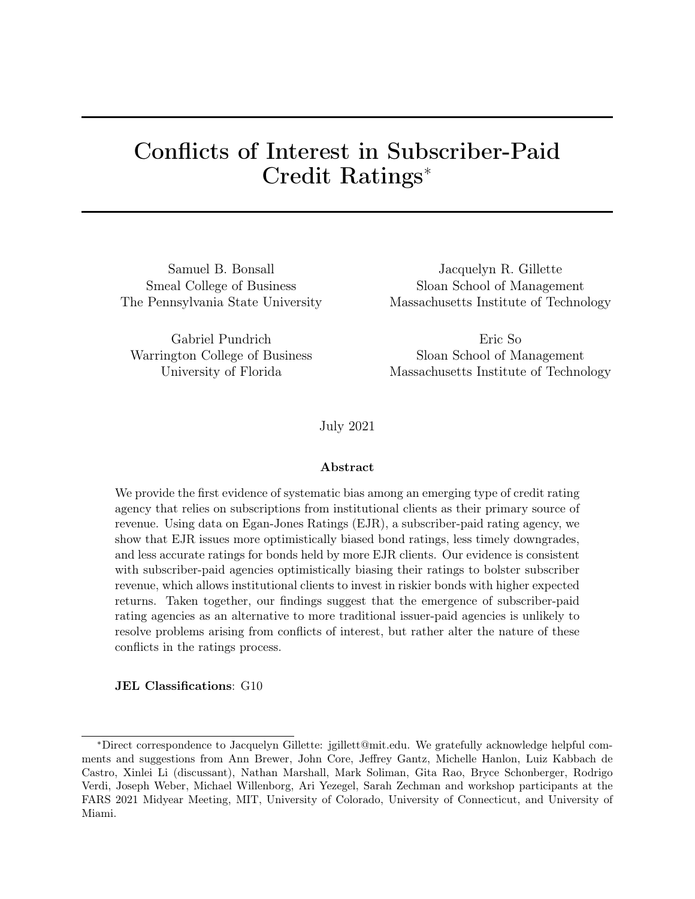# Conflicts of Interest in Subscriber-Paid Credit Ratings*

Samuel B. Bonsall
Smeal College of Business
The Pennsylvania State University

Jacquelyn R. Gillette
Sloan School of Management
Massachusetts Institute of Technology

Gabriel Pundrich
Warrington College of Business
University of Florida

Eric So
Sloan School of Management
Massachusetts Institute of Technology

July 2021

**Abstract**

We provide the first evidence of systematic bias among an emerging type of credit rating agency that relies on subscriptions from institutional clients as their primary source of revenue. Using data on Egan-Jones Ratings (EJR), a subscriber-paid rating agency, we show that EJR issues more optimistically biased bond ratings, less timely downgrades, and less accurate ratings for bonds held by more EJR clients. Our evidence is consistent with subscriber-paid agencies optimistically biasing their ratings to bolster subscriber revenue, which allows institutional clients to invest in riskier bonds with higher expected returns. Taken together, our findings suggest that the emergence of subscriber-paid rating agencies as an alternative to more traditional issuer-paid agencies is unlikely to resolve problems arising from conflicts of interest, but rather alter the nature of these conflicts in the ratings process.

**JEL Classifications**: G10

*Direct correspondence to Jacquelyn Gillette: jgillett@mit.edu. We gratefully acknowledge helpful comments and suggestions from Ann Brewer, John Core, Jeffrey Gantz, Michelle Hanlon, Luiz Kabbach de Castro, Xinlei Li (discussant), Nathan Marshall, Mark Soliman, Gita Rao, Bryce Schonberger, Rodrigo Verdi, Joseph Weber, Michael Willenborg, Ari Yezegel, Sarah Zechman and workshop participants at the FARS 2021 Midyear Meeting, MIT, University of Colorado, University of Connecticut, and University of Miami.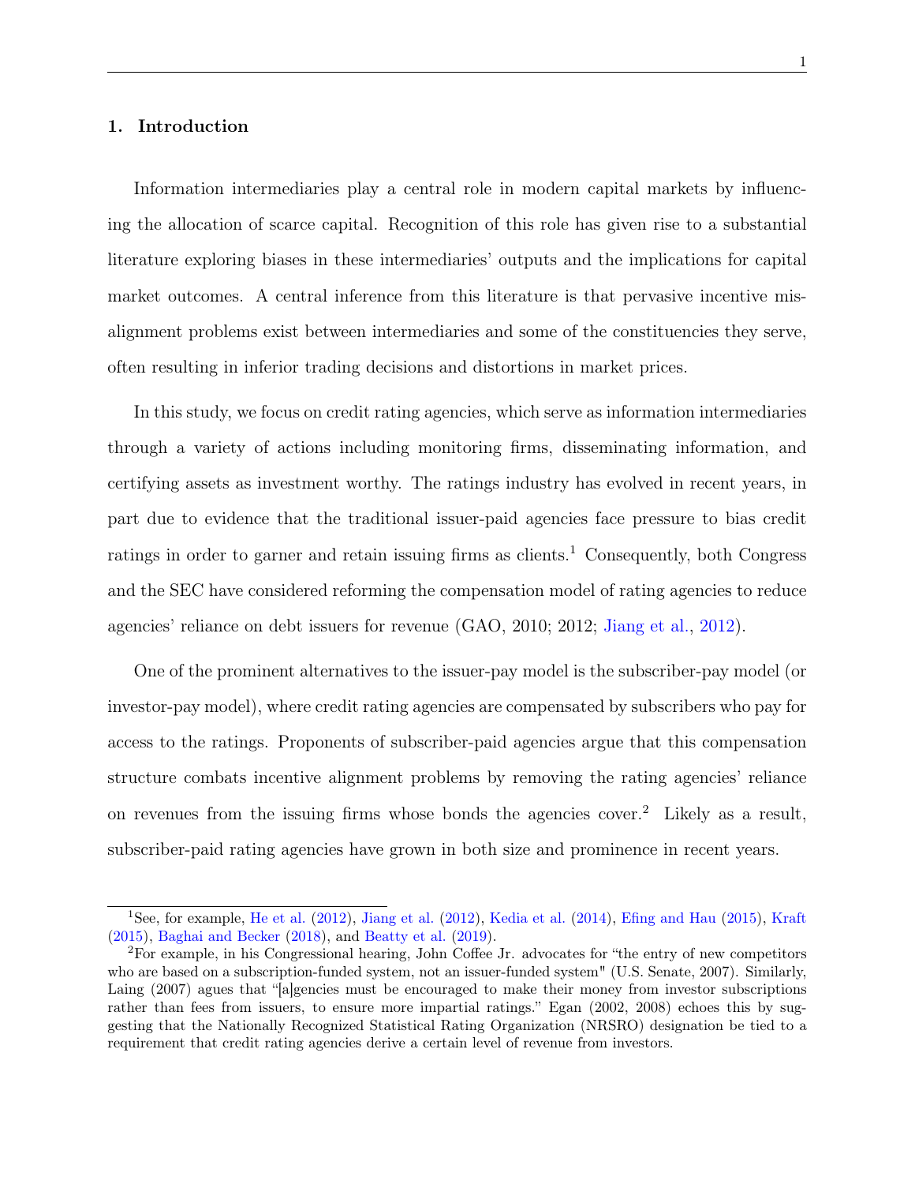## 1. Introduction

Information intermediaries play a central role in modern capital markets by influencing the allocation of scarce capital. Recognition of this role has given rise to a substantial literature exploring biases in these intermediaries' outputs and the implications for capital market outcomes. A central inference from this literature is that pervasive incentive misalignment problems exist between intermediaries and some of the constituencies they serve, often resulting in inferior trading decisions and distortions in market prices.

In this study, we focus on credit rating agencies, which serve as information intermediaries through a variety of actions including monitoring firms, disseminating information, and certifying assets as investment worthy. The ratings industry has evolved in recent years, in part due to evidence that the traditional issuer-paid agencies face pressure to bias credit ratings in order to garner and retain issuing firms as clients.[1] Consequently, both Congress and the SEC have considered reforming the compensation model of rating agencies to reduce agencies' reliance on debt issuers for revenue (GAO, 2010; 2012; Jiang et al., 2012).

One of the prominent alternatives to the issuer-pay model is the subscriber-pay model (or investor-pay model), where credit rating agencies are compensated by subscribers who pay for access to the ratings. Proponents of subscriber-paid agencies argue that this compensation structure combats incentive alignment problems by removing the rating agencies' reliance on revenues from the issuing firms whose bonds the agencies cover.[2] Likely as a result, subscriber-paid rating agencies have grown in both size and prominence in recent years.

---

[1] See, for example, He et al. (2012), Jiang et al. (2012), Kedia et al. (2014), Efing and Hau (2015), Kraft (2015), Baghai and Becker (2018), and Beatty et al. (2019).

[2] For example, in his Congressional hearing, John Coffee Jr. advocates for "the entry of new competitors who are based on a subscription-funded system, not an issuer-funded system" (U.S. Senate, 2007). Similarly, Laing (2007) agues that "[a]gencies must be encouraged to make their money from investor subscriptions rather than fees from issuers, to ensure more impartial ratings." Egan (2002, 2008) echoes this by suggesting that the Nationally Recognized Statistical Rating Organization (NRSRO) designation be tied to a requirement that credit rating agencies derive a certain level of revenue from investors.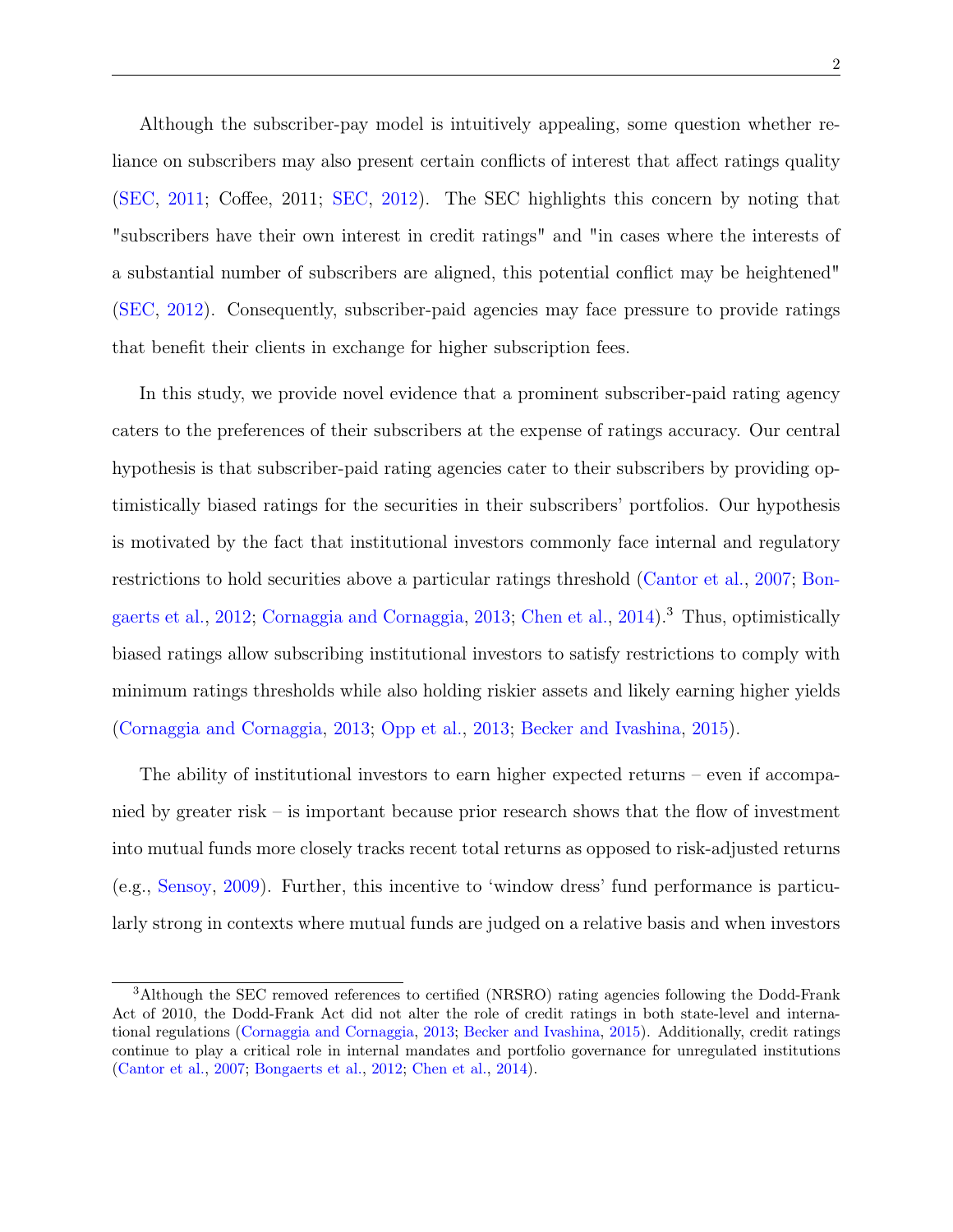Although the subscriber-pay model is intuitively appealing, some question whether reliance on subscribers may also present certain conflicts of interest that affect ratings quality (SEC, 2011; Coffee, 2011; SEC, 2012). The SEC highlights this concern by noting that "subscribers have their own interest in credit ratings" and "in cases where the interests of a substantial number of subscribers are aligned, this potential conflict may be heightened" (SEC, 2012). Consequently, subscriber-paid agencies may face pressure to provide ratings that benefit their clients in exchange for higher subscription fees.

In this study, we provide novel evidence that a prominent subscriber-paid rating agency caters to the preferences of their subscribers at the expense of ratings accuracy. Our central hypothesis is that subscriber-paid rating agencies cater to their subscribers by providing optimistically biased ratings for the securities in their subscribers' portfolios. Our hypothesis is motivated by the fact that institutional investors commonly face internal and regulatory restrictions to hold securities above a particular ratings threshold (Cantor et al., 2007; Bongaerts et al., 2012; Cornaggia and Cornaggia, 2013; Chen et al., 2014).[3] Thus, optimistically biased ratings allow subscribing institutional investors to satisfy restrictions to comply with minimum ratings thresholds while also holding riskier assets and likely earning higher yields (Cornaggia and Cornaggia, 2013; Opp et al., 2013; Becker and Ivashina, 2015).

The ability of institutional investors to earn higher expected returns – even if accompanied by greater risk – is important because prior research shows that the flow of investment into mutual funds more closely tracks recent total returns as opposed to risk-adjusted returns (e.g., Sensoy, 2009). Further, this incentive to 'window dress' fund performance is particularly strong in contexts where mutual funds are judged on a relative basis and when investors

[3] Although the SEC removed references to certified (NRSRO) rating agencies following the Dodd-Frank Act of 2010, the Dodd-Frank Act did not alter the role of credit ratings in both state-level and international regulations (Cornaggia and Cornaggia, 2013; Becker and Ivashina, 2015). Additionally, credit ratings continue to play a critical role in internal mandates and portfolio governance for unregulated institutions (Cantor et al., 2007; Bongaerts et al., 2012; Chen et al., 2014).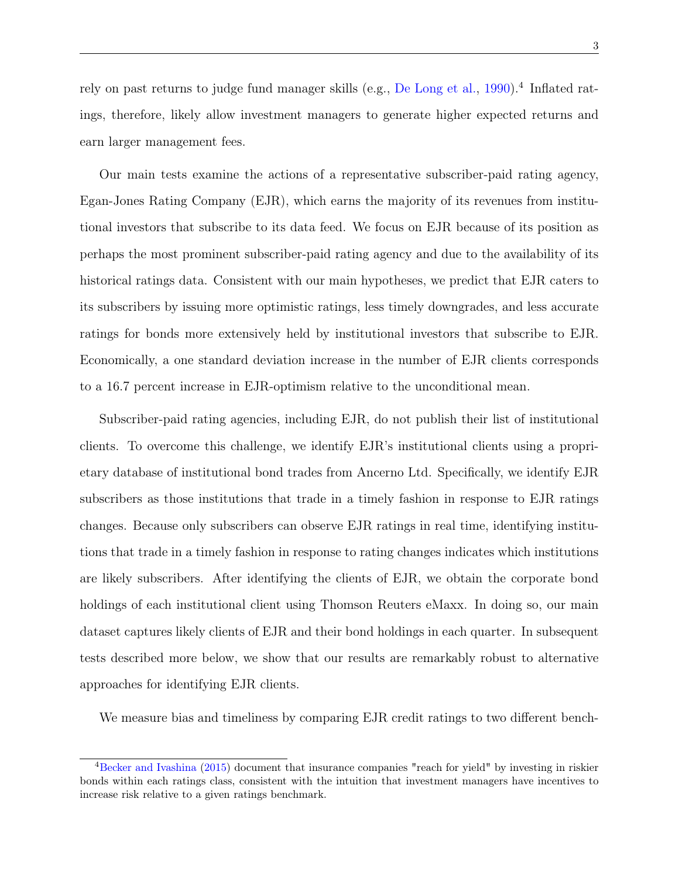rely on past returns to judge fund manager skills (e.g., De Long et al., 1990).[4] Inflated ratings, therefore, likely allow investment managers to generate higher expected returns and earn larger management fees.

Our main tests examine the actions of a representative subscriber-paid rating agency, Egan-Jones Rating Company (EJR), which earns the majority of its revenues from institutional investors that subscribe to its data feed. We focus on EJR because of its position as perhaps the most prominent subscriber-paid rating agency and due to the availability of its historical ratings data. Consistent with our main hypotheses, we predict that EJR caters to its subscribers by issuing more optimistic ratings, less timely downgrades, and less accurate ratings for bonds more extensively held by institutional investors that subscribe to EJR. Economically, a one standard deviation increase in the number of EJR clients corresponds to a 16.7 percent increase in EJR-optimism relative to the unconditional mean.

Subscriber-paid rating agencies, including EJR, do not publish their list of institutional clients. To overcome this challenge, we identify EJR's institutional clients using a proprietary database of institutional bond trades from Ancerno Ltd. Specifically, we identify EJR subscribers as those institutions that trade in a timely fashion in response to EJR ratings changes. Because only subscribers can observe EJR ratings in real time, identifying institutions that trade in a timely fashion in response to rating changes indicates which institutions are likely subscribers. After identifying the clients of EJR, we obtain the corporate bond holdings of each institutional client using Thomson Reuters eMaxx. In doing so, our main dataset captures likely clients of EJR and their bond holdings in each quarter. In subsequent tests described more below, we show that our results are remarkably robust to alternative approaches for identifying EJR clients.

We measure bias and timeliness by comparing EJR credit ratings to two different bench-

[4] Becker and Ivashina (2015) document that insurance companies "reach for yield" by investing in riskier bonds within each ratings class, consistent with the intuition that investment managers have incentives to increase risk relative to a given ratings benchmark.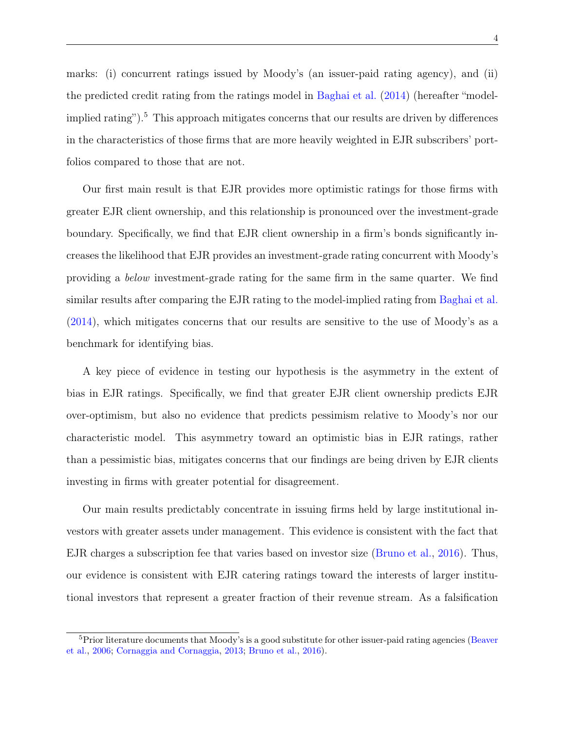marks: (i) concurrent ratings issued by Moody's (an issuer-paid rating agency), and (ii) the predicted credit rating from the ratings model in Baghai et al. (2014) (hereafter "model-implied rating").[5] This approach mitigates concerns that our results are driven by differences in the characteristics of those firms that are more heavily weighted in EJR subscribers' portfolios compared to those that are not.

Our first main result is that EJR provides more optimistic ratings for those firms with greater EJR client ownership, and this relationship is pronounced over the investment-grade boundary. Specifically, we find that EJR client ownership in a firm's bonds significantly increases the likelihood that EJR provides an investment-grade rating concurrent with Moody's providing a *below* investment-grade rating for the same firm in the same quarter. We find similar results after comparing the EJR rating to the model-implied rating from Baghai et al. (2014), which mitigates concerns that our results are sensitive to the use of Moody's as a benchmark for identifying bias.

A key piece of evidence in testing our hypothesis is the asymmetry in the extent of bias in EJR ratings. Specifically, we find that greater EJR client ownership predicts EJR over-optimism, but also no evidence that predicts pessimism relative to Moody's nor our characteristic model. This asymmetry toward an optimistic bias in EJR ratings, rather than a pessimistic bias, mitigates concerns that our findings are being driven by EJR clients investing in firms with greater potential for disagreement.

Our main results predictably concentrate in issuing firms held by large institutional investors with greater assets under management. This evidence is consistent with the fact that EJR charges a subscription fee that varies based on investor size (Bruno et al., 2016). Thus, our evidence is consistent with EJR catering ratings toward the interests of larger institutional investors that represent a greater fraction of their revenue stream. As a falsification

[5]Prior literature documents that Moody's is a good substitute for other issuer-paid rating agencies (Beaver et al., 2006; Cornaggia and Cornaggia, 2013; Bruno et al., 2016).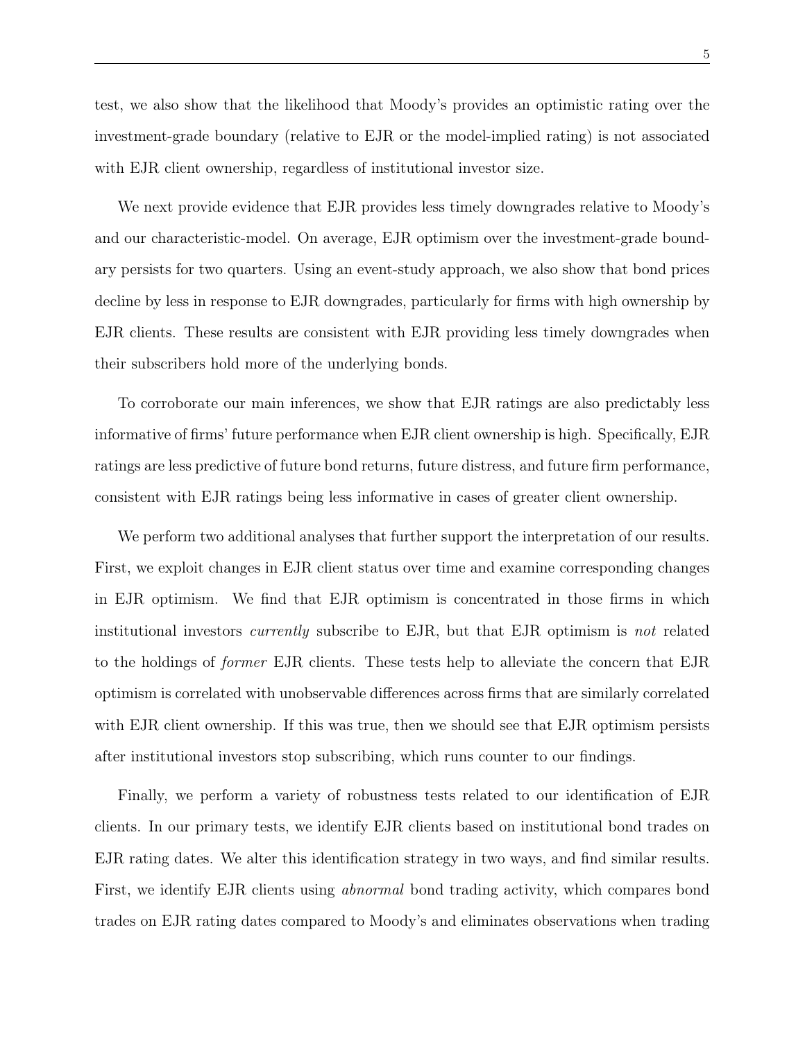test, we also show that the likelihood that Moody's provides an optimistic rating over the investment-grade boundary (relative to EJR or the model-implied rating) is not associated with EJR client ownership, regardless of institutional investor size.

We next provide evidence that EJR provides less timely downgrades relative to Moody's and our characteristic-model. On average, EJR optimism over the investment-grade boundary persists for two quarters. Using an event-study approach, we also show that bond prices decline by less in response to EJR downgrades, particularly for firms with high ownership by EJR clients. These results are consistent with EJR providing less timely downgrades when their subscribers hold more of the underlying bonds.

To corroborate our main inferences, we show that EJR ratings are also predictably less informative of firms' future performance when EJR client ownership is high. Specifically, EJR ratings are less predictive of future bond returns, future distress, and future firm performance, consistent with EJR ratings being less informative in cases of greater client ownership.

We perform two additional analyses that further support the interpretation of our results. First, we exploit changes in EJR client status over time and examine corresponding changes in EJR optimism. We find that EJR optimism is concentrated in those firms in which institutional investors *currently* subscribe to EJR, but that EJR optimism is *not* related to the holdings of *former* EJR clients. These tests help to alleviate the concern that EJR optimism is correlated with unobservable differences across firms that are similarly correlated with EJR client ownership. If this was true, then we should see that EJR optimism persists after institutional investors stop subscribing, which runs counter to our findings.

Finally, we perform a variety of robustness tests related to our identification of EJR clients. In our primary tests, we identify EJR clients based on institutional bond trades on EJR rating dates. We alter this identification strategy in two ways, and find similar results. First, we identify EJR clients using *abnormal* bond trading activity, which compares bond trades on EJR rating dates compared to Moody's and eliminates observations when trading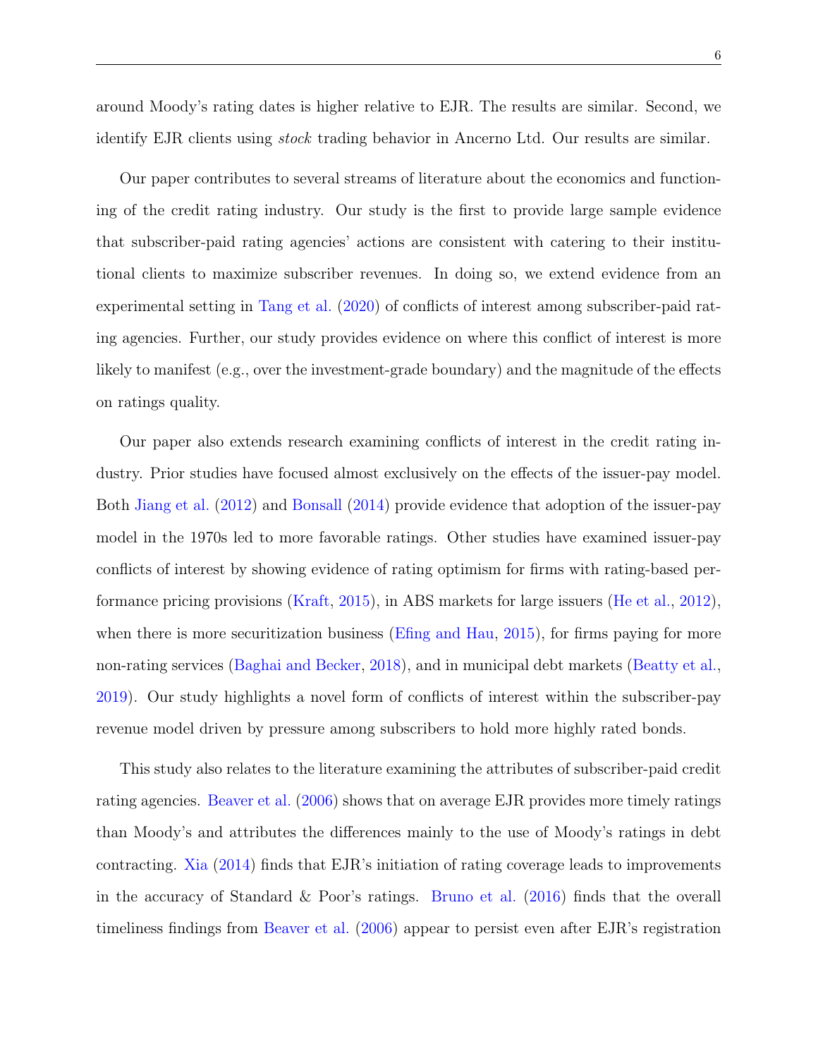around Moody's rating dates is higher relative to EJR. The results are similar. Second, we identify EJR clients using *stock* trading behavior in Ancerno Ltd. Our results are similar.

Our paper contributes to several streams of literature about the economics and functioning of the credit rating industry. Our study is the first to provide large sample evidence that subscriber-paid rating agencies' actions are consistent with catering to their institutional clients to maximize subscriber revenues. In doing so, we extend evidence from an experimental setting in Tang et al. (2020) of conflicts of interest among subscriber-paid rating agencies. Further, our study provides evidence on where this conflict of interest is more likely to manifest (e.g., over the investment-grade boundary) and the magnitude of the effects on ratings quality.

Our paper also extends research examining conflicts of interest in the credit rating industry. Prior studies have focused almost exclusively on the effects of the issuer-pay model. Both Jiang et al. (2012) and Bonsall (2014) provide evidence that adoption of the issuer-pay model in the 1970s led to more favorable ratings. Other studies have examined issuer-pay conflicts of interest by showing evidence of rating optimism for firms with rating-based performance pricing provisions (Kraft, 2015), in ABS markets for large issuers (He et al., 2012), when there is more securitization business (Efing and Hau, 2015), for firms paying for more non-rating services (Baghai and Becker, 2018), and in municipal debt markets (Beatty et al., 2019). Our study highlights a novel form of conflicts of interest within the subscriber-pay revenue model driven by pressure among subscribers to hold more highly rated bonds.

This study also relates to the literature examining the attributes of subscriber-paid credit rating agencies. Beaver et al. (2006) shows that on average EJR provides more timely ratings than Moody's and attributes the differences mainly to the use of Moody's ratings in debt contracting. Xia (2014) finds that EJR's initiation of rating coverage leads to improvements in the accuracy of Standard & Poor's ratings. Bruno et al. (2016) finds that the overall timeliness findings from Beaver et al. (2006) appear to persist even after EJR's registration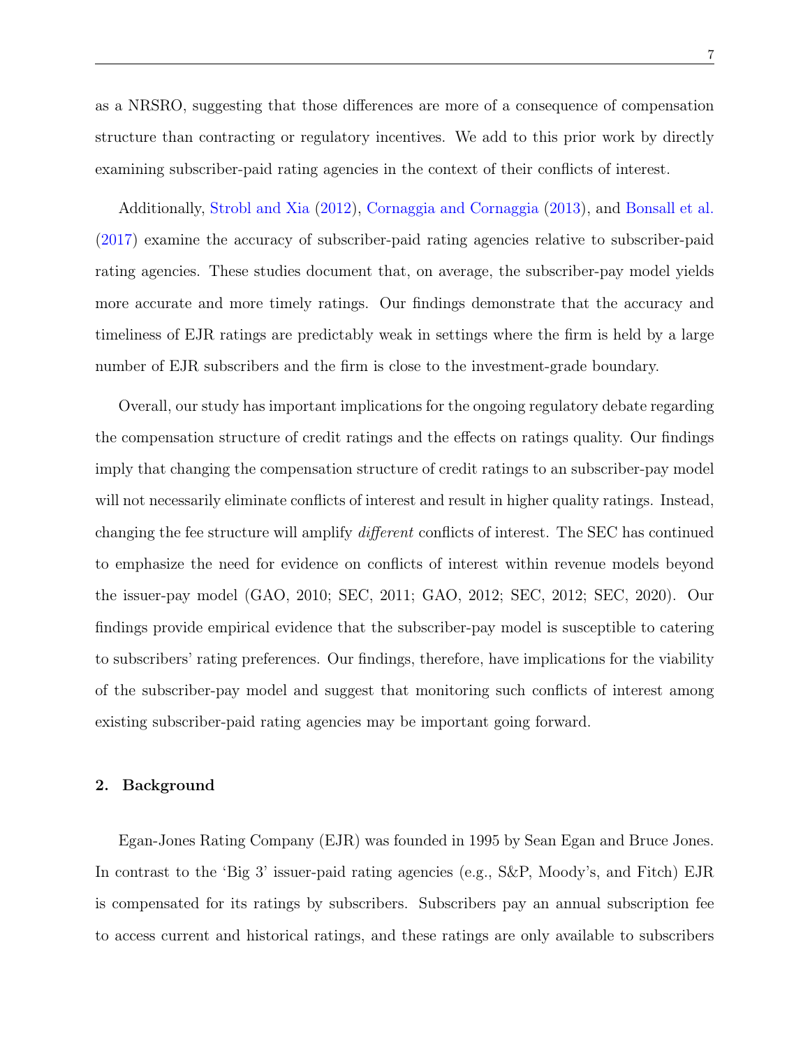as a NRSRO, suggesting that those differences are more of a consequence of compensation structure than contracting or regulatory incentives. We add to this prior work by directly examining subscriber-paid rating agencies in the context of their conflicts of interest.

Additionally, Strobl and Xia (2012), Cornaggia and Cornaggia (2013), and Bonsall et al. (2017) examine the accuracy of subscriber-paid rating agencies relative to subscriber-paid rating agencies. These studies document that, on average, the subscriber-pay model yields more accurate and more timely ratings. Our findings demonstrate that the accuracy and timeliness of EJR ratings are predictably weak in settings where the firm is held by a large number of EJR subscribers and the firm is close to the investment-grade boundary.

Overall, our study has important implications for the ongoing regulatory debate regarding the compensation structure of credit ratings and the effects on ratings quality. Our findings imply that changing the compensation structure of credit ratings to an subscriber-pay model will not necessarily eliminate conflicts of interest and result in higher quality ratings. Instead, changing the fee structure will amplify *different* conflicts of interest. The SEC has continued to emphasize the need for evidence on conflicts of interest within revenue models beyond the issuer-pay model (GAO, 2010; SEC, 2011; GAO, 2012; SEC, 2012; SEC, 2020). Our findings provide empirical evidence that the subscriber-pay model is susceptible to catering to subscribers' rating preferences. Our findings, therefore, have implications for the viability of the subscriber-pay model and suggest that monitoring such conflicts of interest among existing subscriber-paid rating agencies may be important going forward.

## 2. Background

Egan-Jones Rating Company (EJR) was founded in 1995 by Sean Egan and Bruce Jones. In contrast to the 'Big 3' issuer-paid rating agencies (e.g., S&P, Moody's, and Fitch) EJR is compensated for its ratings by subscribers. Subscribers pay an annual subscription fee to access current and historical ratings, and these ratings are only available to subscribers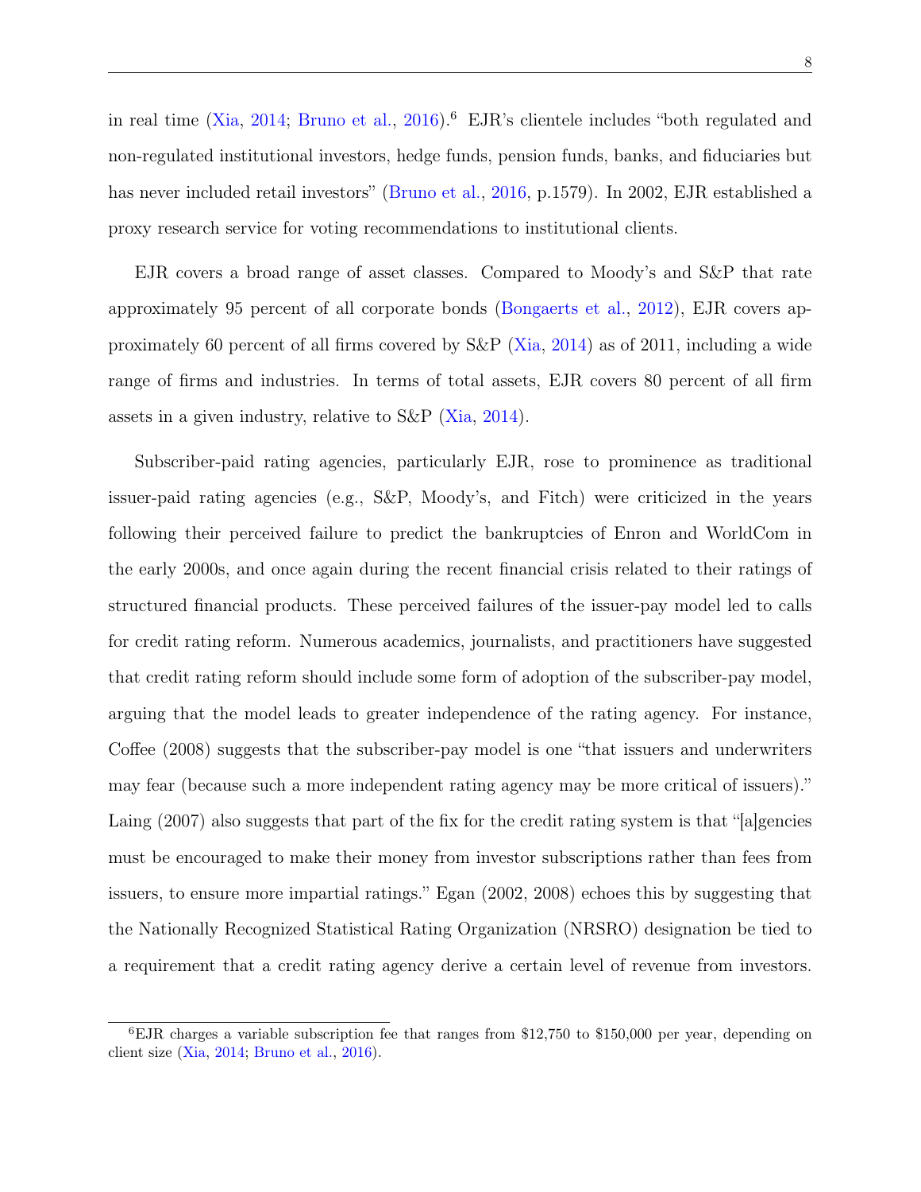in real time (Xia, 2014; Bruno et al., 2016).[6] EJR's clientele includes "both regulated and non-regulated institutional investors, hedge funds, pension funds, banks, and fiduciaries but has never included retail investors" (Bruno et al., 2016, p.1579). In 2002, EJR established a proxy research service for voting recommendations to institutional clients.

EJR covers a broad range of asset classes. Compared to Moody's and S&P that rate approximately 95 percent of all corporate bonds (Bongaerts et al., 2012), EJR covers approximately 60 percent of all firms covered by S&P (Xia, 2014) as of 2011, including a wide range of firms and industries. In terms of total assets, EJR covers 80 percent of all firm assets in a given industry, relative to S&P (Xia, 2014).

Subscriber-paid rating agencies, particularly EJR, rose to prominence as traditional issuer-paid rating agencies (e.g., S&P, Moody's, and Fitch) were criticized in the years following their perceived failure to predict the bankruptcies of Enron and WorldCom in the early 2000s, and once again during the recent financial crisis related to their ratings of structured financial products. These perceived failures of the issuer-pay model led to calls for credit rating reform. Numerous academics, journalists, and practitioners have suggested that credit rating reform should include some form of adoption of the subscriber-pay model, arguing that the model leads to greater independence of the rating agency. For instance, Coffee (2008) suggests that the subscriber-pay model is one "that issuers and underwriters may fear (because such a more independent rating agency may be more critical of issuers)." Laing (2007) also suggests that part of the fix for the credit rating system is that "[a]gencies must be encouraged to make their money from investor subscriptions rather than fees from issuers, to ensure more impartial ratings." Egan (2002, 2008) echoes this by suggesting that the Nationally Recognized Statistical Rating Organization (NRSRO) designation be tied to a requirement that a credit rating agency derive a certain level of revenue from investors.

[6] EJR charges a variable subscription fee that ranges from $12,750 to $150,000 per year, depending on client size (Xia, 2014; Bruno et al., 2016).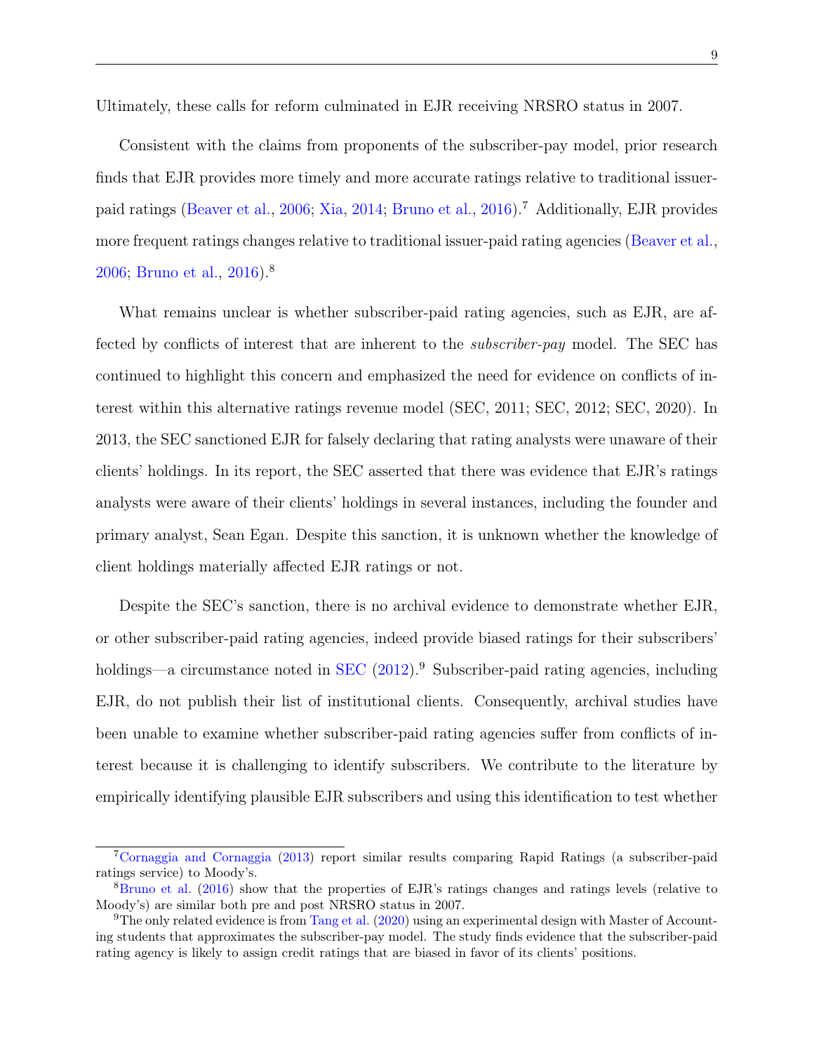Ultimately, these calls for reform culminated in EJR receiving NRSRO status in 2007.

Consistent with the claims from proponents of the subscriber-pay model, prior research finds that EJR provides more timely and more accurate ratings relative to traditional issuer-paid ratings (Beaver et al., 2006; Xia, 2014; Bruno et al., 2016).[7] Additionally, EJR provides more frequent ratings changes relative to traditional issuer-paid rating agencies (Beaver et al., 2006; Bruno et al., 2016).[8]

What remains unclear is whether subscriber-paid rating agencies, such as EJR, are affected by conflicts of interest that are inherent to the *subscriber-pay* model. The SEC has continued to highlight this concern and emphasized the need for evidence on conflicts of interest within this alternative ratings revenue model (SEC, 2011; SEC, 2012; SEC, 2020). In 2013, the SEC sanctioned EJR for falsely declaring that rating analysts were unaware of their clients' holdings. In its report, the SEC asserted that there was evidence that EJR's ratings analysts were aware of their clients' holdings in several instances, including the founder and primary analyst, Sean Egan. Despite this sanction, it is unknown whether the knowledge of client holdings materially affected EJR ratings or not.

Despite the SEC's sanction, there is no archival evidence to demonstrate whether EJR, or other subscriber-paid rating agencies, indeed provide biased ratings for their subscribers' holdings—a circumstance noted in SEC (2012).[9] Subscriber-paid rating agencies, including EJR, do not publish their list of institutional clients. Consequently, archival studies have been unable to examine whether subscriber-paid rating agencies suffer from conflicts of interest because it is challenging to identify subscribers. We contribute to the literature by empirically identifying plausible EJR subscribers and using this identification to test whether

---

[7] Cornaggia and Cornaggia (2013) report similar results comparing Rapid Ratings (a subscriber-paid ratings service) to Moody's.

[8] Bruno et al. (2016) show that the properties of EJR's ratings changes and ratings levels (relative to Moody's) are similar both pre and post NRSRO status in 2007.

[9] The only related evidence is from Tang et al. (2020) using an experimental design with Master of Accounting students that approximates the subscriber-pay model. The study finds evidence that the subscriber-paid rating agency is likely to assign credit ratings that are biased in favor of its clients' positions.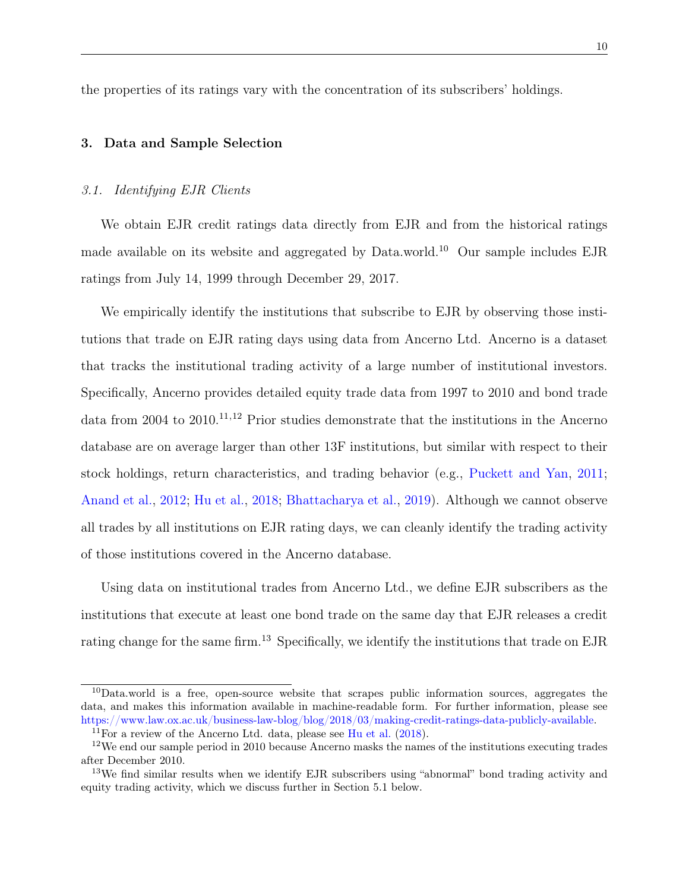the properties of its ratings vary with the concentration of its subscribers' holdings.

## 3. Data and Sample Selection

### *3.1. Identifying EJR Clients*

We obtain EJR credit ratings data directly from EJR and from the historical ratings made available on its website and aggregated by Data.world.[10] Our sample includes EJR ratings from July 14, 1999 through December 29, 2017.

We empirically identify the institutions that subscribe to EJR by observing those institutions that trade on EJR rating days using data from Ancerno Ltd. Ancerno is a dataset that tracks the institutional trading activity of a large number of institutional investors. Specifically, Ancerno provides detailed equity trade data from 1997 to 2010 and bond trade data from 2004 to 2010.[11,12] Prior studies demonstrate that the institutions in the Ancerno database are on average larger than other 13F institutions, but similar with respect to their stock holdings, return characteristics, and trading behavior (e.g., Puckett and Yan, 2011; Anand et al., 2012; Hu et al., 2018; Bhattacharya et al., 2019). Although we cannot observe all trades by all institutions on EJR rating days, we can cleanly identify the trading activity of those institutions covered in the Ancerno database.

Using data on institutional trades from Ancerno Ltd., we define EJR subscribers as the institutions that execute at least one bond trade on the same day that EJR releases a credit rating change for the same firm.[13] Specifically, we identify the institutions that trade on EJR

---

[10] Data.world is a free, open-source website that scrapes public information sources, aggregates the data, and makes this information available in machine-readable form. For further information, please see https://www.law.ox.ac.uk/business-law-blog/blog/2018/03/making-credit-ratings-data-publicly-available.

[11] For a review of the Ancerno Ltd. data, please see Hu et al. (2018).

[12] We end our sample period in 2010 because Ancerno masks the names of the institutions executing trades after December 2010.

[13] We find similar results when we identify EJR subscribers using "abnormal" bond trading activity and equity trading activity, which we discuss further in Section 5.1 below.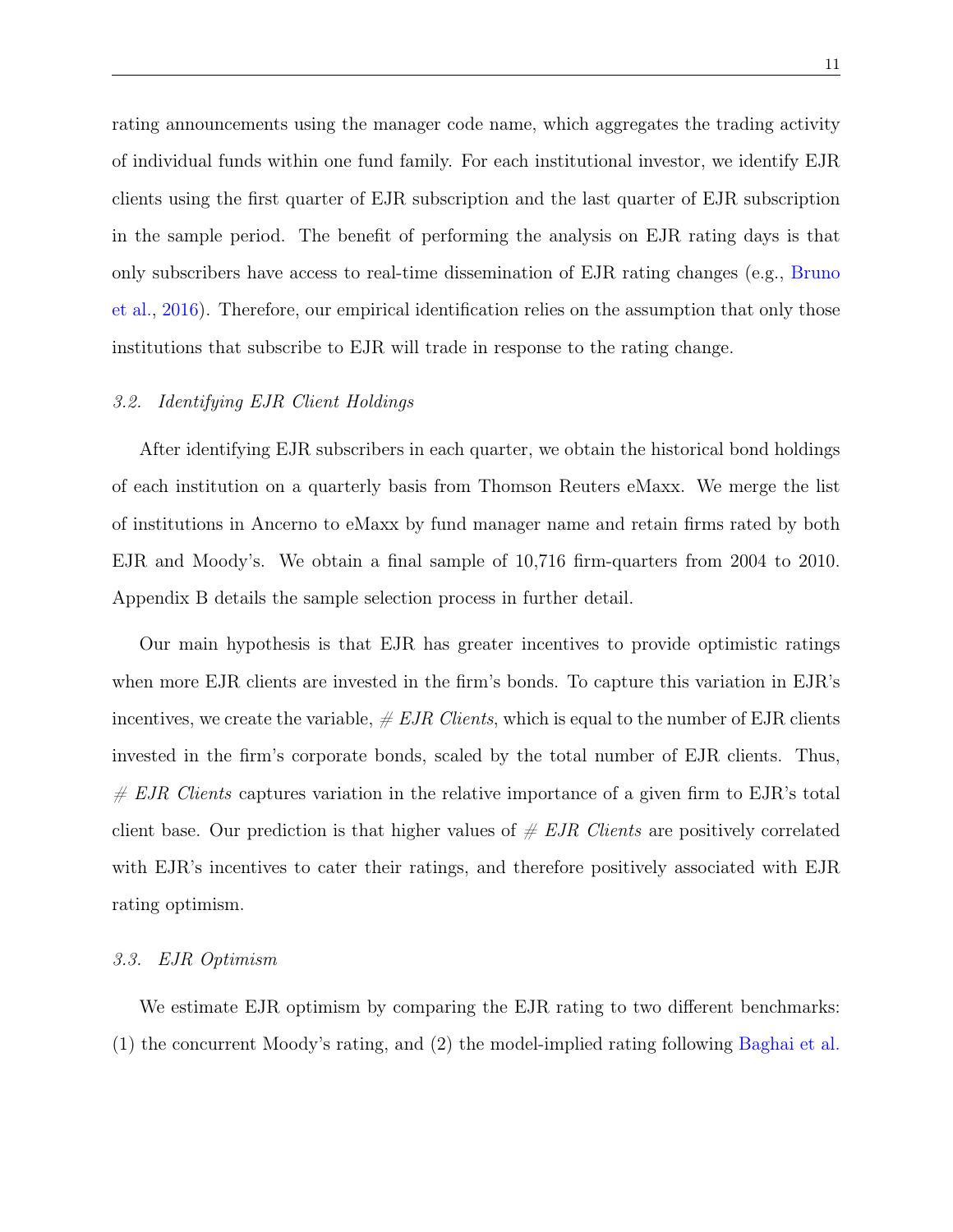rating announcements using the manager code name, which aggregates the trading activity of individual funds within one fund family. For each institutional investor, we identify EJR clients using the first quarter of EJR subscription and the last quarter of EJR subscription in the sample period. The benefit of performing the analysis on EJR rating days is that only subscribers have access to real-time dissemination of EJR rating changes (e.g., Bruno et al., 2016). Therefore, our empirical identification relies on the assumption that only those institutions that subscribe to EJR will trade in response to the rating change.

### 3.2. Identifying EJR Client Holdings

After identifying EJR subscribers in each quarter, we obtain the historical bond holdings of each institution on a quarterly basis from Thomson Reuters eMaxx. We merge the list of institutions in Ancerno to eMaxx by fund manager name and retain firms rated by both EJR and Moody's. We obtain a final sample of 10,716 firm-quarters from 2004 to 2010. Appendix B details the sample selection process in further detail.

Our main hypothesis is that EJR has greater incentives to provide optimistic ratings when more EJR clients are invested in the firm's bonds. To capture this variation in EJR's incentives, we create the variable, *# EJR Clients*, which is equal to the number of EJR clients invested in the firm's corporate bonds, scaled by the total number of EJR clients. Thus, *# EJR Clients* captures variation in the relative importance of a given firm to EJR's total client base. Our prediction is that higher values of *# EJR Clients* are positively correlated with EJR's incentives to cater their ratings, and therefore positively associated with EJR rating optimism.

### 3.3. EJR Optimism

We estimate EJR optimism by comparing the EJR rating to two different benchmarks: (1) the concurrent Moody's rating, and (2) the model-implied rating following Baghai et al.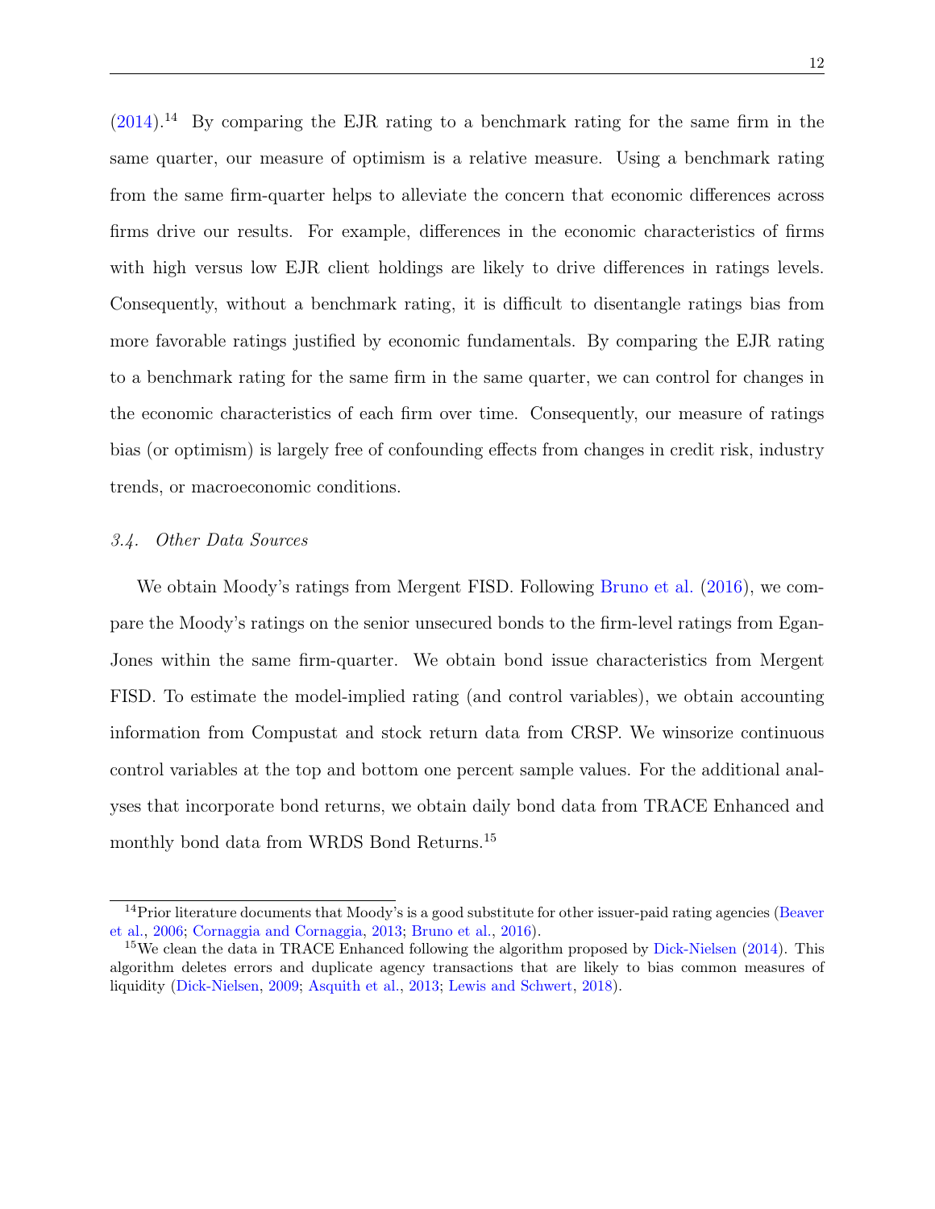(2014).[14] By comparing the EJR rating to a benchmark rating for the same firm in the same quarter, our measure of optimism is a relative measure. Using a benchmark rating from the same firm-quarter helps to alleviate the concern that economic differences across firms drive our results. For example, differences in the economic characteristics of firms with high versus low EJR client holdings are likely to drive differences in ratings levels. Consequently, without a benchmark rating, it is difficult to disentangle ratings bias from more favorable ratings justified by economic fundamentals. By comparing the EJR rating to a benchmark rating for the same firm in the same quarter, we can control for changes in the economic characteristics of each firm over time. Consequently, our measure of ratings bias (or optimism) is largely free of confounding effects from changes in credit risk, industry trends, or macroeconomic conditions.

### *3.4. Other Data Sources*

We obtain Moody's ratings from Mergent FISD. Following Bruno et al. (2016), we compare the Moody's ratings on the senior unsecured bonds to the firm-level ratings from Egan-Jones within the same firm-quarter. We obtain bond issue characteristics from Mergent FISD. To estimate the model-implied rating (and control variables), we obtain accounting information from Compustat and stock return data from CRSP. We winsorize continuous control variables at the top and bottom one percent sample values. For the additional analyses that incorporate bond returns, we obtain daily bond data from TRACE Enhanced and monthly bond data from WRDS Bond Returns.[15]

---

[14] Prior literature documents that Moody's is a good substitute for other issuer-paid rating agencies (Beaver et al., 2006; Cornaggia and Cornaggia, 2013; Bruno et al., 2016).

[15] We clean the data in TRACE Enhanced following the algorithm proposed by Dick-Nielsen (2014). This algorithm deletes errors and duplicate agency transactions that are likely to bias common measures of liquidity (Dick-Nielsen, 2009; Asquith et al., 2013; Lewis and Schwert, 2018).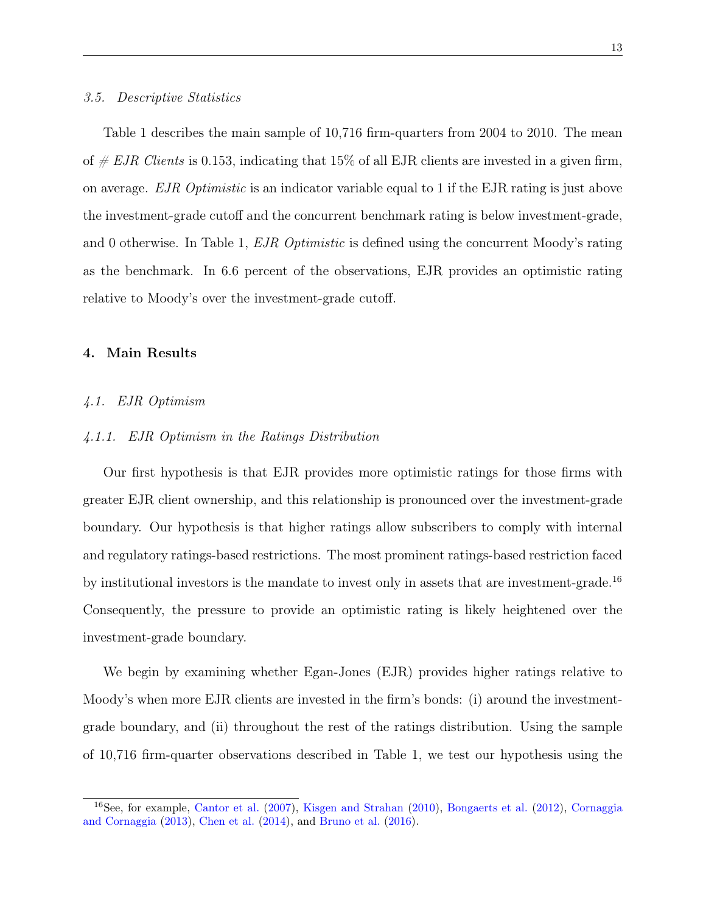### 3.5. Descriptive Statistics

Table 1 describes the main sample of 10,716 firm-quarters from 2004 to 2010. The mean of *# EJR Clients* is 0.153, indicating that 15% of all EJR clients are invested in a given firm, on average. *EJR Optimistic* is an indicator variable equal to 1 if the EJR rating is just above the investment-grade cutoff and the concurrent benchmark rating is below investment-grade, and 0 otherwise. In Table 1, *EJR Optimistic* is defined using the concurrent Moody's rating as the benchmark. In 6.6 percent of the observations, EJR provides an optimistic rating relative to Moody's over the investment-grade cutoff.

## 4. Main Results

### 4.1. EJR Optimism

#### 4.1.1. EJR Optimism in the Ratings Distribution

Our first hypothesis is that EJR provides more optimistic ratings for those firms with greater EJR client ownership, and this relationship is pronounced over the investment-grade boundary. Our hypothesis is that higher ratings allow subscribers to comply with internal and regulatory ratings-based restrictions. The most prominent ratings-based restriction faced by institutional investors is the mandate to invest only in assets that are investment-grade.[16] Consequently, the pressure to provide an optimistic rating is likely heightened over the investment-grade boundary.

We begin by examining whether Egan-Jones (EJR) provides higher ratings relative to Moody's when more EJR clients are invested in the firm's bonds: (i) around the investment-grade boundary, and (ii) throughout the rest of the ratings distribution. Using the sample of 10,716 firm-quarter observations described in Table 1, we test our hypothesis using the

[16] See, for example, Cantor et al. (2007), Kisgen and Strahan (2010), Bongaerts et al. (2012), Cornaggia and Cornaggia (2013), Chen et al. (2014), and Bruno et al. (2016).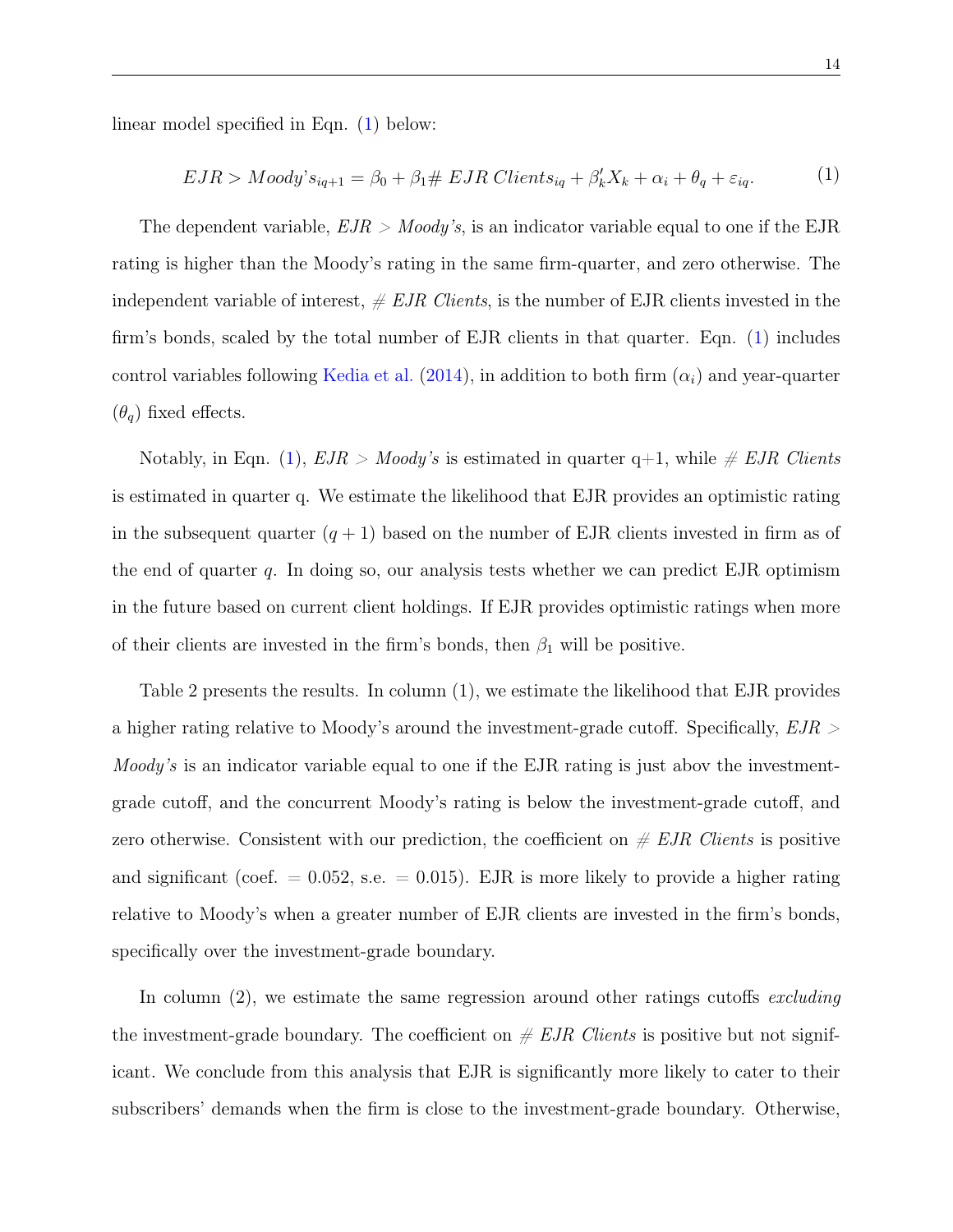linear model specified in Eqn. (1) below:

$$EJR > Moody's_{iq+1} = \beta_0 + \beta_1 \#\ EJR\ Clients_{iq} + \beta_k' X_k + \alpha_i + \theta_q + \varepsilon_{iq}. \tag{1}$$

The dependent variable, *EJR > Moody's*, is an indicator variable equal to one if the EJR rating is higher than the Moody's rating in the same firm-quarter, and zero otherwise. The independent variable of interest, *# EJR Clients*, is the number of EJR clients invested in the firm's bonds, scaled by the total number of EJR clients in that quarter. Eqn. (1) includes control variables following Kedia et al. (2014), in addition to both firm ($\alpha_i$) and year-quarter ($\theta_q$) fixed effects.

Notably, in Eqn. (1), *EJR > Moody's* is estimated in quarter q+1, while *# EJR Clients* is estimated in quarter q. We estimate the likelihood that EJR provides an optimistic rating in the subsequent quarter ($q + 1$) based on the number of EJR clients invested in firm as of the end of quarter $q$. In doing so, our analysis tests whether we can predict EJR optimism in the future based on current client holdings. If EJR provides optimistic ratings when more of their clients are invested in the firm's bonds, then $\beta_1$ will be positive.

Table 2 presents the results. In column (1), we estimate the likelihood that EJR provides a higher rating relative to Moody's around the investment-grade cutoff. Specifically, *EJR > Moody's* is an indicator variable equal to one if the EJR rating is just abov the investment-grade cutoff, and the concurrent Moody's rating is below the investment-grade cutoff, and zero otherwise. Consistent with our prediction, the coefficient on *# EJR Clients* is positive and significant (coef. = 0.052, s.e. = 0.015). EJR is more likely to provide a higher rating relative to Moody's when a greater number of EJR clients are invested in the firm's bonds, specifically over the investment-grade boundary.

In column (2), we estimate the same regression around other ratings cutoffs *excluding* the investment-grade boundary. The coefficient on *# EJR Clients* is positive but not significant. We conclude from this analysis that EJR is significantly more likely to cater to their subscribers' demands when the firm is close to the investment-grade boundary. Otherwise,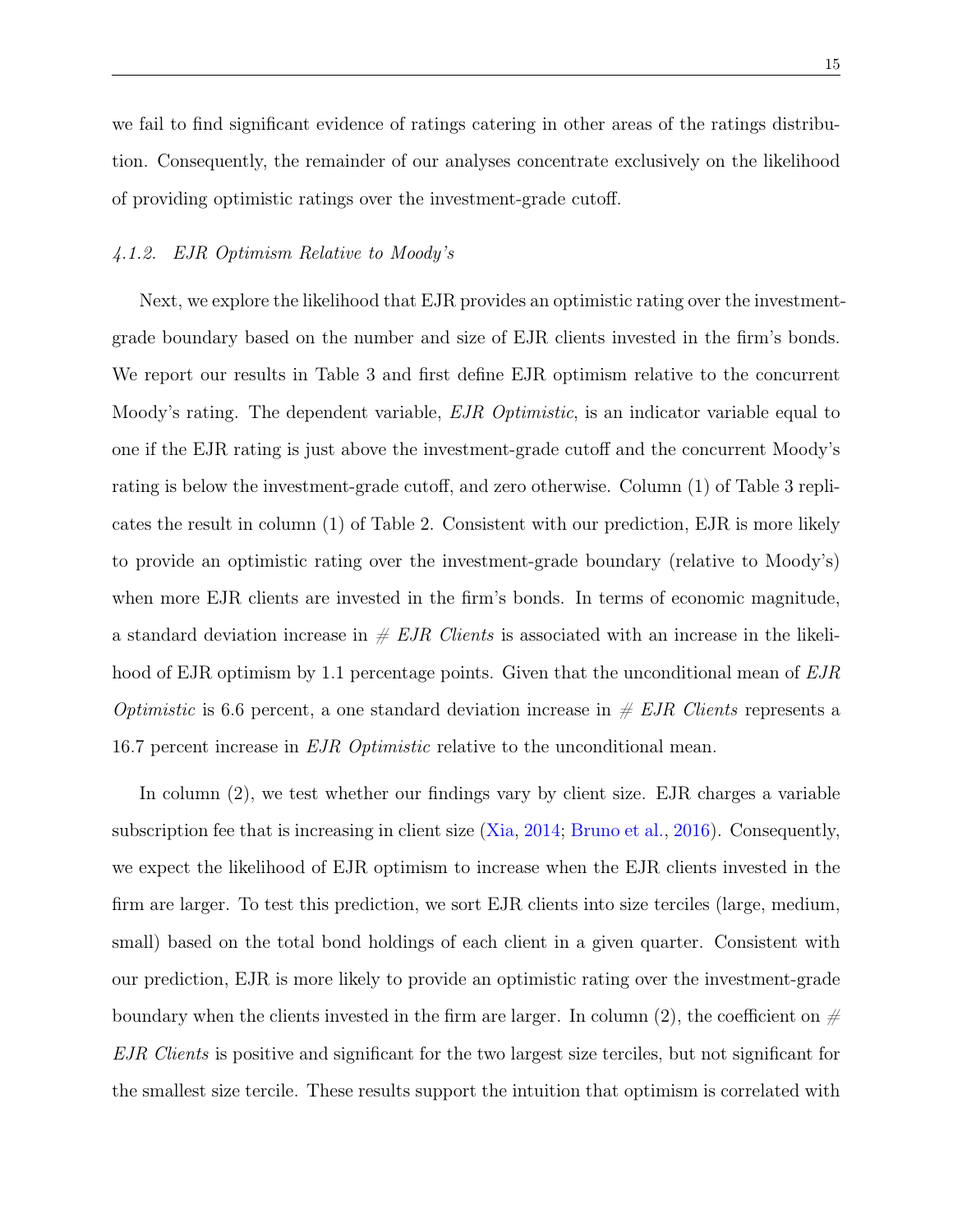we fail to find significant evidence of ratings catering in other areas of the ratings distribution. Consequently, the remainder of our analyses concentrate exclusively on the likelihood of providing optimistic ratings over the investment-grade cutoff.

#### *4.1.2. EJR Optimism Relative to Moody's*

Next, we explore the likelihood that EJR provides an optimistic rating over the investment-grade boundary based on the number and size of EJR clients invested in the firm's bonds. We report our results in Table 3 and first define EJR optimism relative to the concurrent Moody's rating. The dependent variable, *EJR Optimistic*, is an indicator variable equal to one if the EJR rating is just above the investment-grade cutoff and the concurrent Moody's rating is below the investment-grade cutoff, and zero otherwise. Column (1) of Table 3 replicates the result in column (1) of Table 2. Consistent with our prediction, EJR is more likely to provide an optimistic rating over the investment-grade boundary (relative to Moody's) when more EJR clients are invested in the firm's bonds. In terms of economic magnitude, a standard deviation increase in *# EJR Clients* is associated with an increase in the likelihood of EJR optimism by 1.1 percentage points. Given that the unconditional mean of *EJR Optimistic* is 6.6 percent, a one standard deviation increase in *# EJR Clients* represents a 16.7 percent increase in *EJR Optimistic* relative to the unconditional mean.

In column (2), we test whether our findings vary by client size. EJR charges a variable subscription fee that is increasing in client size (Xia, 2014; Bruno et al., 2016). Consequently, we expect the likelihood of EJR optimism to increase when the EJR clients invested in the firm are larger. To test this prediction, we sort EJR clients into size terciles (large, medium, small) based on the total bond holdings of each client in a given quarter. Consistent with our prediction, EJR is more likely to provide an optimistic rating over the investment-grade boundary when the clients invested in the firm are larger. In column (2), the coefficient on *# EJR Clients* is positive and significant for the two largest size terciles, but not significant for the smallest size tercile. These results support the intuition that optimism is correlated with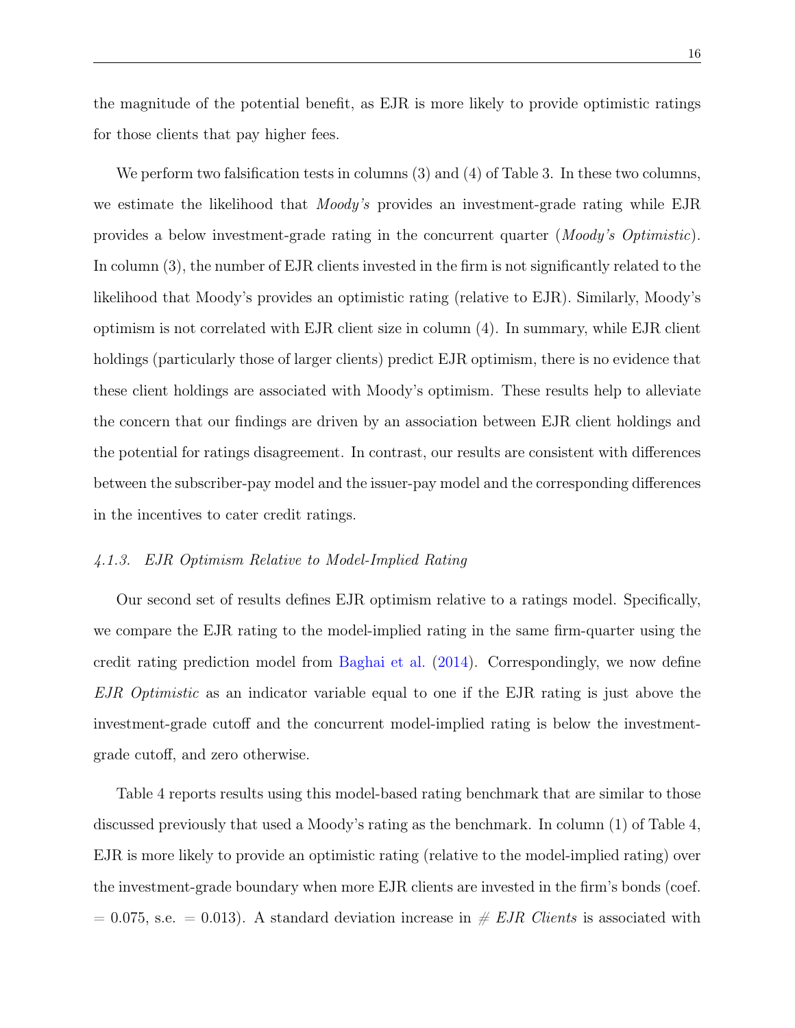the magnitude of the potential benefit, as EJR is more likely to provide optimistic ratings for those clients that pay higher fees.

We perform two falsification tests in columns (3) and (4) of Table 3. In these two columns, we estimate the likelihood that *Moody's* provides an investment-grade rating while EJR provides a below investment-grade rating in the concurrent quarter (*Moody's Optimistic*). In column (3), the number of EJR clients invested in the firm is not significantly related to the likelihood that Moody's provides an optimistic rating (relative to EJR). Similarly, Moody's optimism is not correlated with EJR client size in column (4). In summary, while EJR client holdings (particularly those of larger clients) predict EJR optimism, there is no evidence that these client holdings are associated with Moody's optimism. These results help to alleviate the concern that our findings are driven by an association between EJR client holdings and the potential for ratings disagreement. In contrast, our results are consistent with differences between the subscriber-pay model and the issuer-pay model and the corresponding differences in the incentives to cater credit ratings.

#### *4.1.3. EJR Optimism Relative to Model-Implied Rating*

Our second set of results defines EJR optimism relative to a ratings model. Specifically, we compare the EJR rating to the model-implied rating in the same firm-quarter using the credit rating prediction model from Baghai et al. (2014). Correspondingly, we now define *EJR Optimistic* as an indicator variable equal to one if the EJR rating is just above the investment-grade cutoff and the concurrent model-implied rating is below the investment-grade cutoff, and zero otherwise.

Table 4 reports results using this model-based rating benchmark that are similar to those discussed previously that used a Moody's rating as the benchmark. In column (1) of Table 4, EJR is more likely to provide an optimistic rating (relative to the model-implied rating) over the investment-grade boundary when more EJR clients are invested in the firm's bonds (coef. = 0.075, s.e. = 0.013). A standard deviation increase in *# EJR Clients* is associated with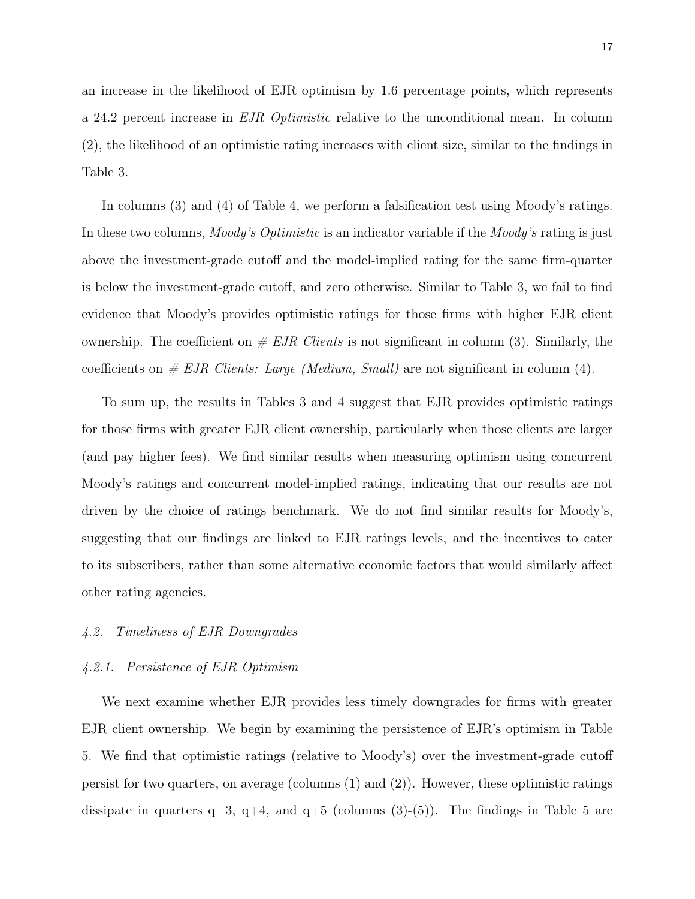an increase in the likelihood of EJR optimism by 1.6 percentage points, which represents a 24.2 percent increase in *EJR Optimistic* relative to the unconditional mean. In column (2), the likelihood of an optimistic rating increases with client size, similar to the findings in Table 3.

In columns (3) and (4) of Table 4, we perform a falsification test using Moody's ratings. In these two columns, *Moody's Optimistic* is an indicator variable if the *Moody's* rating is just above the investment-grade cutoff and the model-implied rating for the same firm-quarter is below the investment-grade cutoff, and zero otherwise. Similar to Table 3, we fail to find evidence that Moody's provides optimistic ratings for those firms with higher EJR client ownership. The coefficient on *# EJR Clients* is not significant in column (3). Similarly, the coefficients on *# EJR Clients: Large (Medium, Small)* are not significant in column (4).

To sum up, the results in Tables 3 and 4 suggest that EJR provides optimistic ratings for those firms with greater EJR client ownership, particularly when those clients are larger (and pay higher fees). We find similar results when measuring optimism using concurrent Moody's ratings and concurrent model-implied ratings, indicating that our results are not driven by the choice of ratings benchmark. We do not find similar results for Moody's, suggesting that our findings are linked to EJR ratings levels, and the incentives to cater to its subscribers, rather than some alternative economic factors that would similarly affect other rating agencies.

### *4.2. Timeliness of EJR Downgrades*

#### *4.2.1. Persistence of EJR Optimism*

We next examine whether EJR provides less timely downgrades for firms with greater EJR client ownership. We begin by examining the persistence of EJR's optimism in Table 5. We find that optimistic ratings (relative to Moody's) over the investment-grade cutoff persist for two quarters, on average (columns (1) and (2)). However, these optimistic ratings dissipate in quarters q+3, q+4, and q+5 (columns (3)-(5)). The findings in Table 5 are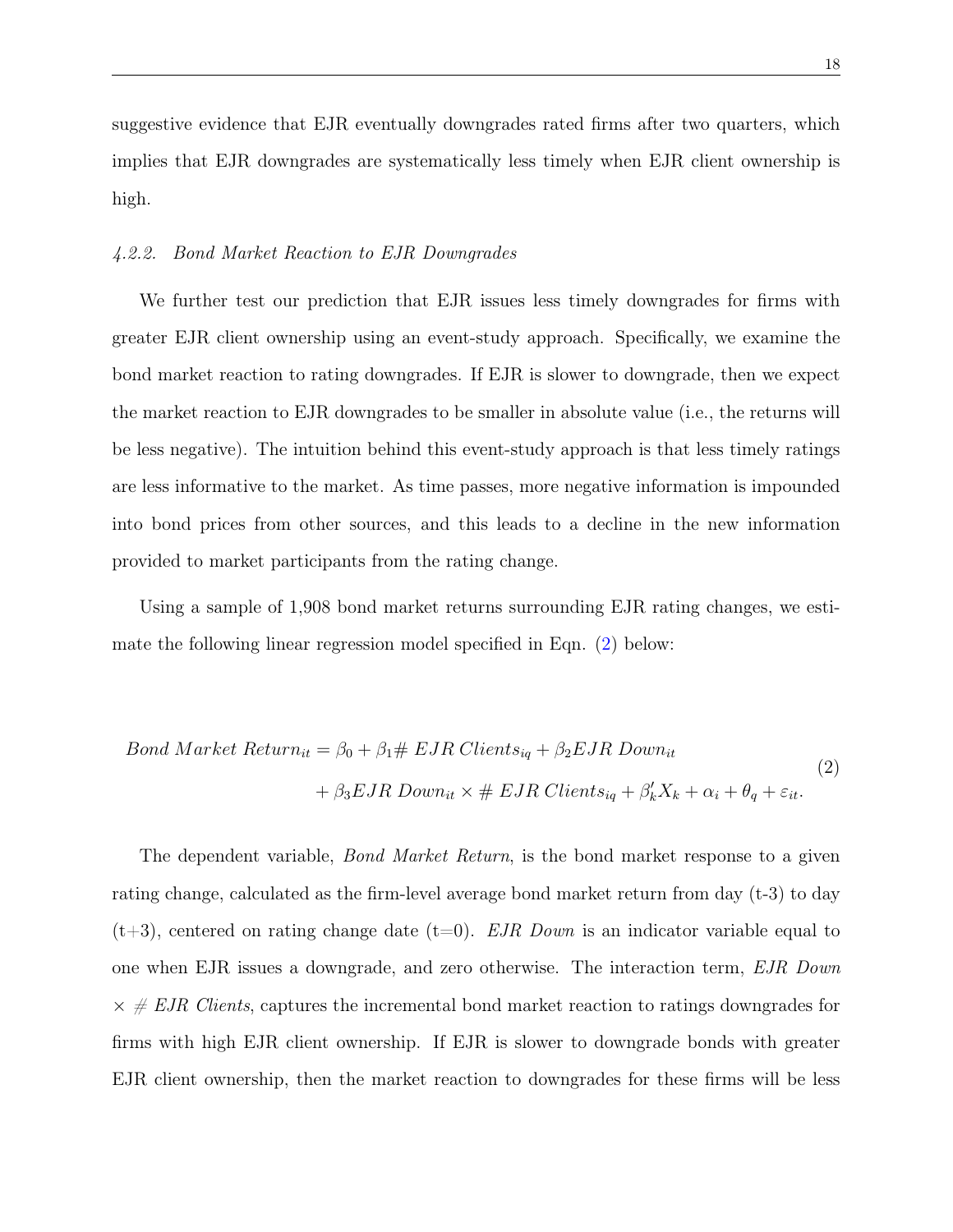suggestive evidence that EJR eventually downgrades rated firms after two quarters, which implies that EJR downgrades are systematically less timely when EJR client ownership is high.

### *4.2.2. Bond Market Reaction to EJR Downgrades*

We further test our prediction that EJR issues less timely downgrades for firms with greater EJR client ownership using an event-study approach. Specifically, we examine the bond market reaction to rating downgrades. If EJR is slower to downgrade, then we expect the market reaction to EJR downgrades to be smaller in absolute value (i.e., the returns will be less negative). The intuition behind this event-study approach is that less timely ratings are less informative to the market. As time passes, more negative information is impounded into bond prices from other sources, and this leads to a decline in the new information provided to market participants from the rating change.

Using a sample of 1,908 bond market returns surrounding EJR rating changes, we estimate the following linear regression model specified in Eqn. (2) below:

$$
\begin{aligned}
Bond\ Market\ Return_{it} = \beta_0 + \beta_1 \#\ EJR\ Clients_{iq} + \beta_2 EJR\ Down_{it} \\
+ \beta_3 EJR\ Down_{it} \times \#\ EJR\ Clients_{iq} + \beta_k' X_k + \alpha_i + \theta_q + \varepsilon_{it}.
\end{aligned} \tag{2}
$$

The dependent variable, *Bond Market Return*, is the bond market response to a given rating change, calculated as the firm-level average bond market return from day (t-3) to day (t+3), centered on rating change date (t=0). *EJR Down* is an indicator variable equal to one when EJR issues a downgrade, and zero otherwise. The interaction term, *EJR Down* × *# EJR Clients*, captures the incremental bond market reaction to ratings downgrades for firms with high EJR client ownership. If EJR is slower to downgrade bonds with greater EJR client ownership, then the market reaction to downgrades for these firms will be less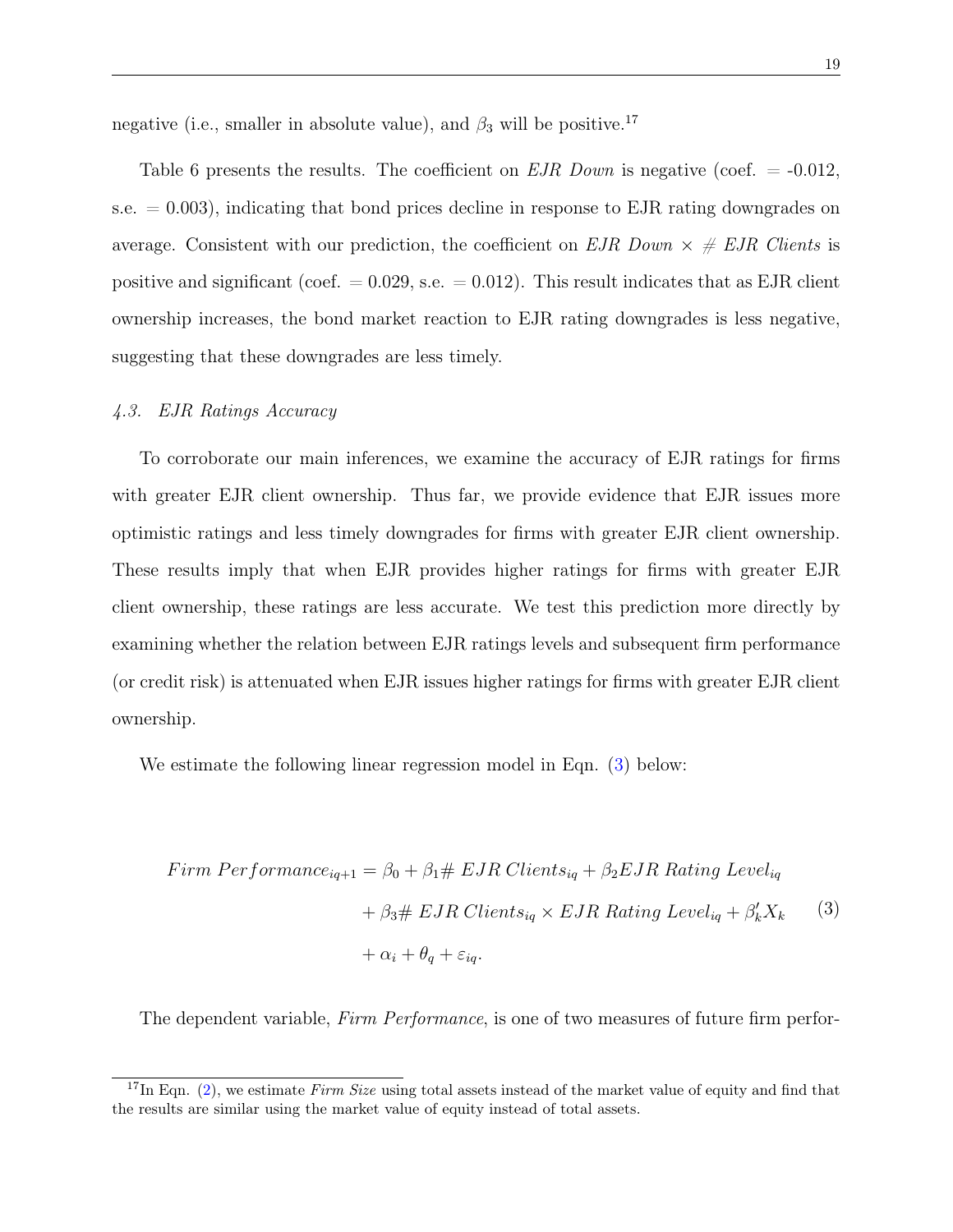negative (i.e., smaller in absolute value), and $\beta_3$ will be positive.[17]

Table 6 presents the results. The coefficient on *EJR Down* is negative (coef. = -0.012, s.e. = 0.003), indicating that bond prices decline in response to EJR rating downgrades on average. Consistent with our prediction, the coefficient on *EJR Down* × *# EJR Clients* is positive and significant (coef. = 0.029, s.e. = 0.012). This result indicates that as EJR client ownership increases, the bond market reaction to EJR rating downgrades is less negative, suggesting that these downgrades are less timely.

### *4.3. EJR Ratings Accuracy*

To corroborate our main inferences, we examine the accuracy of EJR ratings for firms with greater EJR client ownership. Thus far, we provide evidence that EJR issues more optimistic ratings and less timely downgrades for firms with greater EJR client ownership. These results imply that when EJR provides higher ratings for firms with greater EJR client ownership, these ratings are less accurate. We test this prediction more directly by examining whether the relation between EJR ratings levels and subsequent firm performance (or credit risk) is attenuated when EJR issues higher ratings for firms with greater EJR client ownership.

We estimate the following linear regression model in Eqn. (3) below:

$$
\begin{aligned}
Firm\ Performance_{iq+1} = \beta_0 &+ \beta_1 \#\ EJR\ Clients_{iq} + \beta_2 EJR\ Rating\ Level_{iq} \\
&+ \beta_3 \#\ EJR\ Clients_{iq} \times EJR\ Rating\ Level_{iq} + \beta_k' X_k \\
&+ \alpha_i + \theta_q + \varepsilon_{iq}.
\end{aligned}
\tag{3}
$$

The dependent variable, *Firm Performance*, is one of two measures of future firm perfor-

[17] In Eqn. (2), we estimate *Firm Size* using total assets instead of the market value of equity and find that the results are similar using the market value of equity instead of total assets.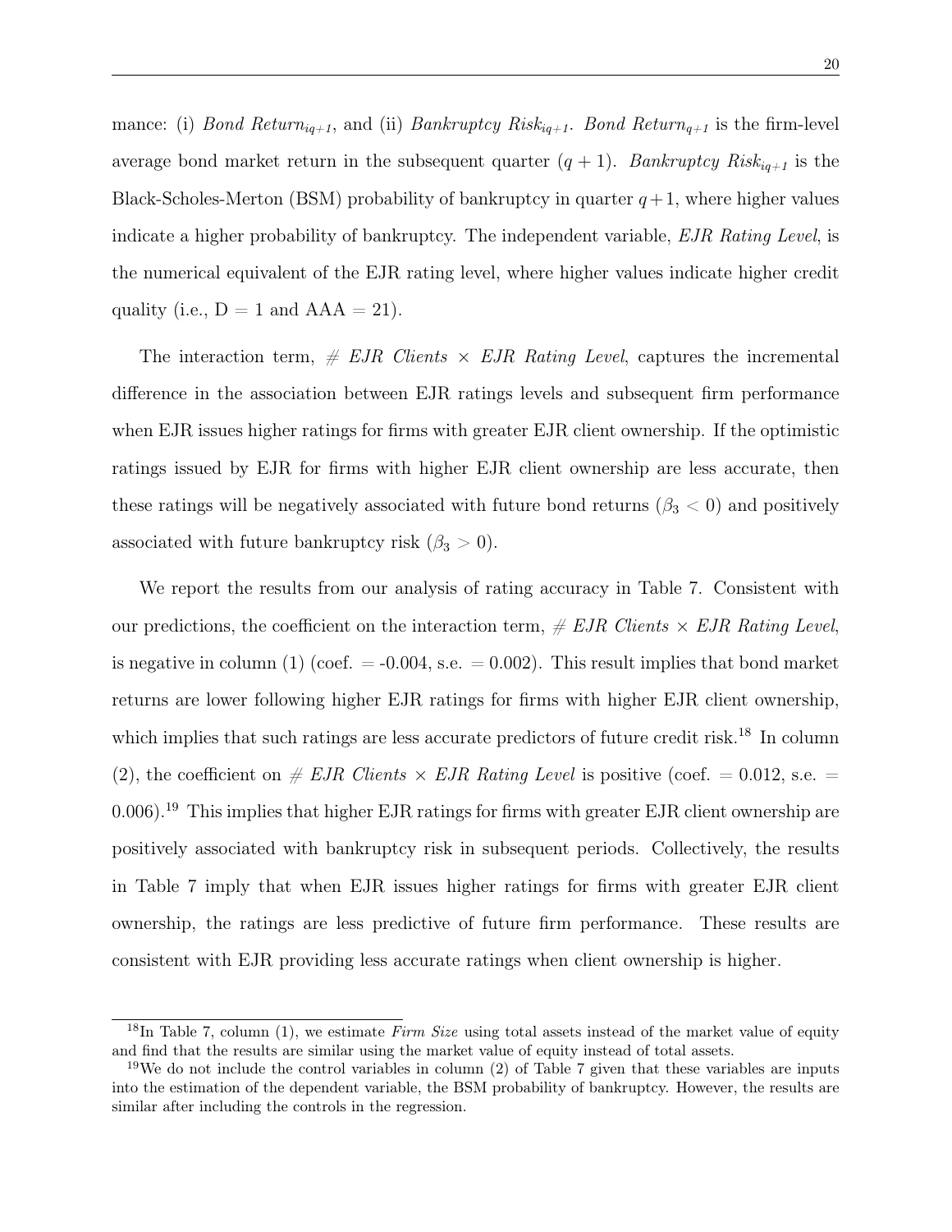mance: (i) *Bond Return*$_{iq+1}$, and (ii) *Bankruptcy Risk*$_{iq+1}$. *Bond Return*$_{q+1}$ is the firm-level average bond market return in the subsequent quarter ($q + 1$). *Bankruptcy Risk*$_{iq+1}$ is the Black-Scholes-Merton (BSM) probability of bankruptcy in quarter $q+1$, where higher values indicate a higher probability of bankruptcy. The independent variable, *EJR Rating Level*, is the numerical equivalent of the EJR rating level, where higher values indicate higher credit quality (i.e., D = 1 and AAA = 21).

The interaction term, *# EJR Clients* × *EJR Rating Level*, captures the incremental difference in the association between EJR ratings levels and subsequent firm performance when EJR issues higher ratings for firms with greater EJR client ownership. If the optimistic ratings issued by EJR for firms with higher EJR client ownership are less accurate, then these ratings will be negatively associated with future bond returns ($\beta_3 < 0$) and positively associated with future bankruptcy risk ($\beta_3 > 0$).

We report the results from our analysis of rating accuracy in Table 7. Consistent with our predictions, the coefficient on the interaction term, *# EJR Clients* × *EJR Rating Level*, is negative in column (1) (coef. = -0.004, s.e. = 0.002). This result implies that bond market returns are lower following higher EJR ratings for firms with higher EJR client ownership, which implies that such ratings are less accurate predictors of future credit risk.[18] In column (2), the coefficient on *# EJR Clients* × *EJR Rating Level* is positive (coef. = 0.012, s.e. = 0.006).[19] This implies that higher EJR ratings for firms with greater EJR client ownership are positively associated with bankruptcy risk in subsequent periods. Collectively, the results in Table 7 imply that when EJR issues higher ratings for firms with greater EJR client ownership, the ratings are less predictive of future firm performance. These results are consistent with EJR providing less accurate ratings when client ownership is higher.

[18]In Table 7, column (1), we estimate *Firm Size* using total assets instead of the market value of equity and find that the results are similar using the market value of equity instead of total assets.

[19]We do not include the control variables in column (2) of Table 7 given that these variables are inputs into the estimation of the dependent variable, the BSM probability of bankruptcy. However, the results are similar after including the controls in the regression.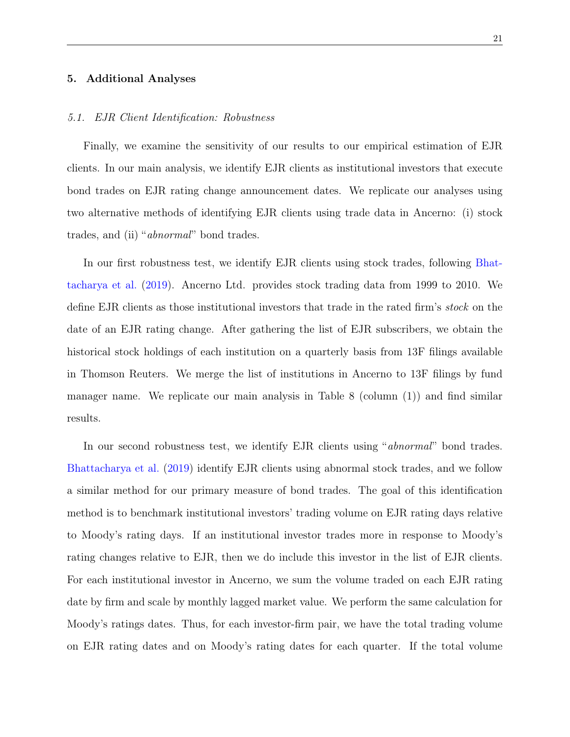## 5. Additional Analyses

### *5.1. EJR Client Identification: Robustness*

Finally, we examine the sensitivity of our results to our empirical estimation of EJR clients. In our main analysis, we identify EJR clients as institutional investors that execute bond trades on EJR rating change announcement dates. We replicate our analyses using two alternative methods of identifying EJR clients using trade data in Ancerno: (i) stock trades, and (ii) "*abnormal*" bond trades.

In our first robustness test, we identify EJR clients using stock trades, following Bhattacharya et al. (2019). Ancerno Ltd. provides stock trading data from 1999 to 2010. We define EJR clients as those institutional investors that trade in the rated firm's *stock* on the date of an EJR rating change. After gathering the list of EJR subscribers, we obtain the historical stock holdings of each institution on a quarterly basis from 13F filings available in Thomson Reuters. We merge the list of institutions in Ancerno to 13F filings by fund manager name. We replicate our main analysis in Table 8 (column (1)) and find similar results.

In our second robustness test, we identify EJR clients using "*abnormal*" bond trades. Bhattacharya et al. (2019) identify EJR clients using abnormal stock trades, and we follow a similar method for our primary measure of bond trades. The goal of this identification method is to benchmark institutional investors' trading volume on EJR rating days relative to Moody's rating days. If an institutional investor trades more in response to Moody's rating changes relative to EJR, then we do include this investor in the list of EJR clients. For each institutional investor in Ancerno, we sum the volume traded on each EJR rating date by firm and scale by monthly lagged market value. We perform the same calculation for Moody's ratings dates. Thus, for each investor-firm pair, we have the total trading volume on EJR rating dates and on Moody's rating dates for each quarter. If the total volume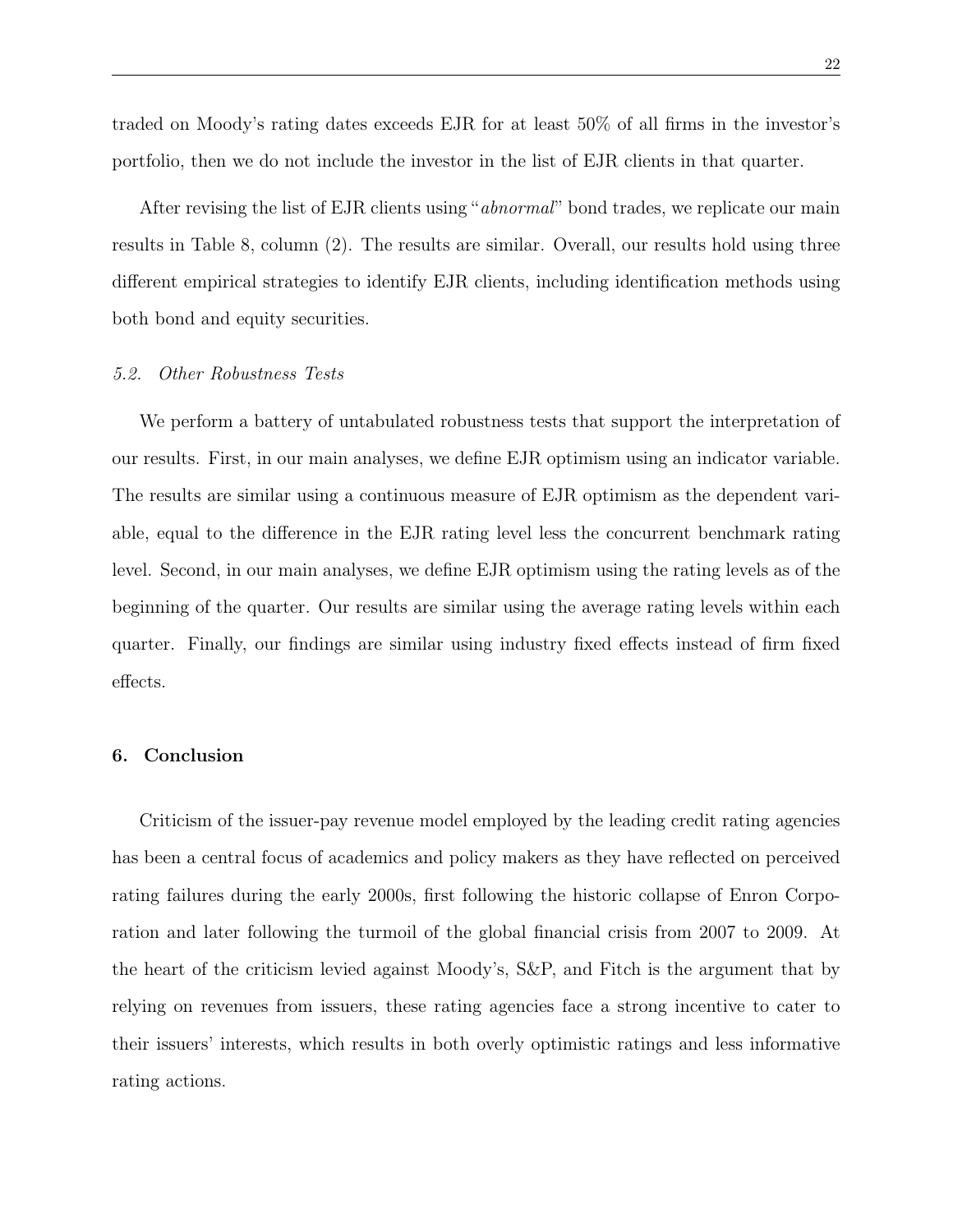traded on Moody's rating dates exceeds EJR for at least 50% of all firms in the investor's portfolio, then we do not include the investor in the list of EJR clients in that quarter.

After revising the list of EJR clients using "*abnormal*" bond trades, we replicate our main results in Table 8, column (2). The results are similar. Overall, our results hold using three different empirical strategies to identify EJR clients, including identification methods using both bond and equity securities.

### *5.2. Other Robustness Tests*

We perform a battery of untabulated robustness tests that support the interpretation of our results. First, in our main analyses, we define EJR optimism using an indicator variable. The results are similar using a continuous measure of EJR optimism as the dependent variable, equal to the difference in the EJR rating level less the concurrent benchmark rating level. Second, in our main analyses, we define EJR optimism using the rating levels as of the beginning of the quarter. Our results are similar using the average rating levels within each quarter. Finally, our findings are similar using industry fixed effects instead of firm fixed effects.

## 6. Conclusion

Criticism of the issuer-pay revenue model employed by the leading credit rating agencies has been a central focus of academics and policy makers as they have reflected on perceived rating failures during the early 2000s, first following the historic collapse of Enron Corporation and later following the turmoil of the global financial crisis from 2007 to 2009. At the heart of the criticism levied against Moody's, S&P, and Fitch is the argument that by relying on revenues from issuers, these rating agencies face a strong incentive to cater to their issuers' interests, which results in both overly optimistic ratings and less informative rating actions.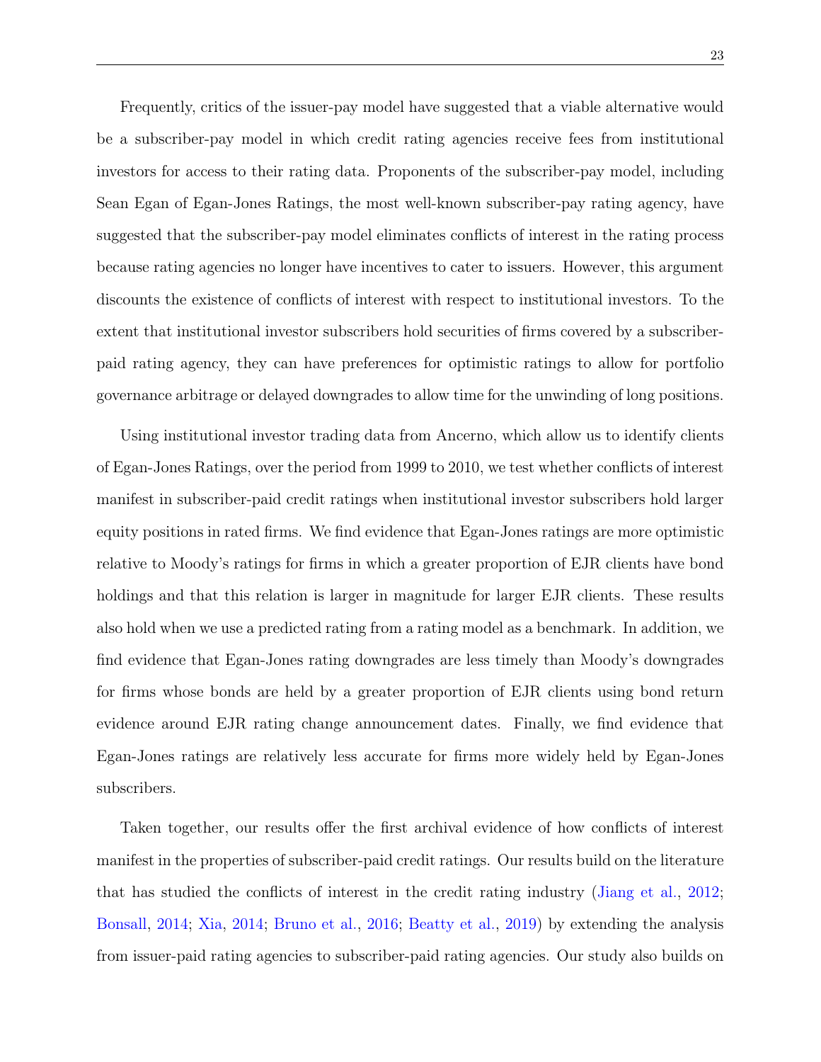Frequently, critics of the issuer-pay model have suggested that a viable alternative would be a subscriber-pay model in which credit rating agencies receive fees from institutional investors for access to their rating data. Proponents of the subscriber-pay model, including Sean Egan of Egan-Jones Ratings, the most well-known subscriber-pay rating agency, have suggested that the subscriber-pay model eliminates conflicts of interest in the rating process because rating agencies no longer have incentives to cater to issuers. However, this argument discounts the existence of conflicts of interest with respect to institutional investors. To the extent that institutional investor subscribers hold securities of firms covered by a subscriber-paid rating agency, they can have preferences for optimistic ratings to allow for portfolio governance arbitrage or delayed downgrades to allow time for the unwinding of long positions.

Using institutional investor trading data from Ancerno, which allow us to identify clients of Egan-Jones Ratings, over the period from 1999 to 2010, we test whether conflicts of interest manifest in subscriber-paid credit ratings when institutional investor subscribers hold larger equity positions in rated firms. We find evidence that Egan-Jones ratings are more optimistic relative to Moody's ratings for firms in which a greater proportion of EJR clients have bond holdings and that this relation is larger in magnitude for larger EJR clients. These results also hold when we use a predicted rating from a rating model as a benchmark. In addition, we find evidence that Egan-Jones rating downgrades are less timely than Moody's downgrades for firms whose bonds are held by a greater proportion of EJR clients using bond return evidence around EJR rating change announcement dates. Finally, we find evidence that Egan-Jones ratings are relatively less accurate for firms more widely held by Egan-Jones subscribers.

Taken together, our results offer the first archival evidence of how conflicts of interest manifest in the properties of subscriber-paid credit ratings. Our results build on the literature that has studied the conflicts of interest in the credit rating industry (Jiang et al., 2012; Bonsall, 2014; Xia, 2014; Bruno et al., 2016; Beatty et al., 2019) by extending the analysis from issuer-paid rating agencies to subscriber-paid rating agencies. Our study also builds on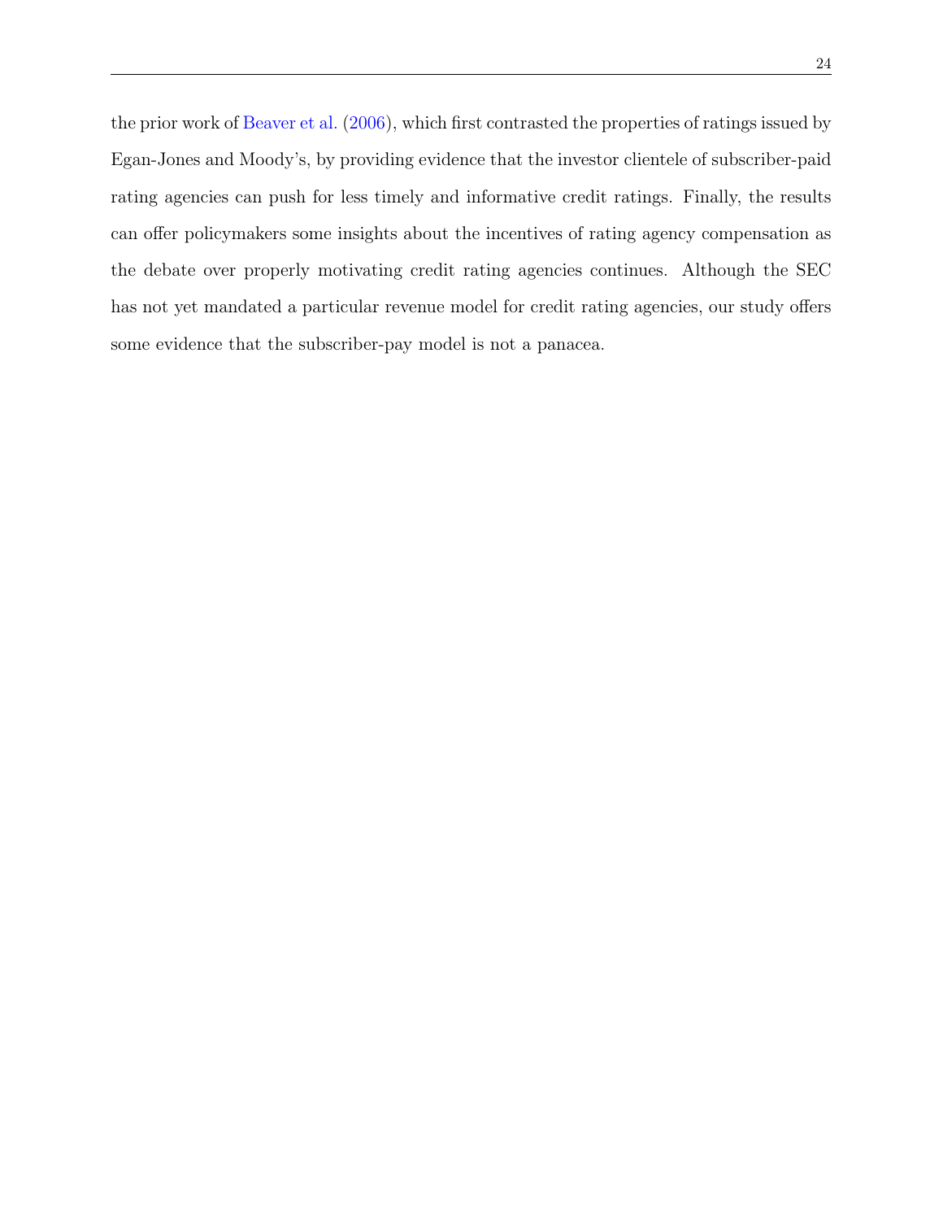the prior work of Beaver et al. (2006), which first contrasted the properties of ratings issued by Egan-Jones and Moody's, by providing evidence that the investor clientele of subscriber-paid rating agencies can push for less timely and informative credit ratings. Finally, the results can offer policymakers some insights about the incentives of rating agency compensation as the debate over properly motivating credit rating agencies continues. Although the SEC has not yet mandated a particular revenue model for credit rating agencies, our study offers some evidence that the subscriber-pay model is not a panacea.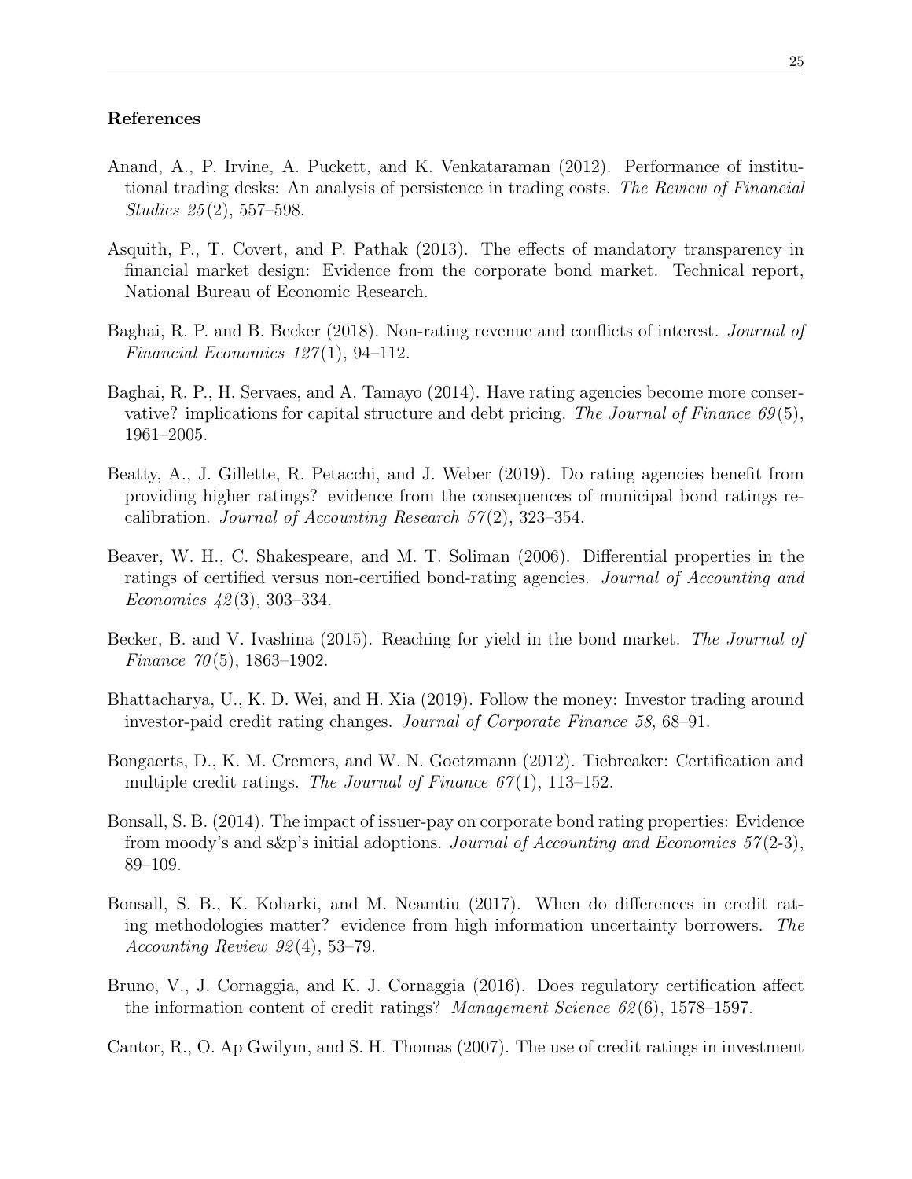## References

Anand, A., P. Irvine, A. Puckett, and K. Venkataraman (2012). Performance of institutional trading desks: An analysis of persistence in trading costs. *The Review of Financial Studies 25*(2), 557–598.

Asquith, P., T. Covert, and P. Pathak (2013). The effects of mandatory transparency in financial market design: Evidence from the corporate bond market. Technical report, National Bureau of Economic Research.

Baghai, R. P. and B. Becker (2018). Non-rating revenue and conflicts of interest. *Journal of Financial Economics 127*(1), 94–112.

Baghai, R. P., H. Servaes, and A. Tamayo (2014). Have rating agencies become more conservative? implications for capital structure and debt pricing. *The Journal of Finance 69*(5), 1961–2005.

Beatty, A., J. Gillette, R. Petacchi, and J. Weber (2019). Do rating agencies benefit from providing higher ratings? evidence from the consequences of municipal bond ratings recalibration. *Journal of Accounting Research 57*(2), 323–354.

Beaver, W. H., C. Shakespeare, and M. T. Soliman (2006). Differential properties in the ratings of certified versus non-certified bond-rating agencies. *Journal of Accounting and Economics 42*(3), 303–334.

Becker, B. and V. Ivashina (2015). Reaching for yield in the bond market. *The Journal of Finance 70*(5), 1863–1902.

Bhattacharya, U., K. D. Wei, and H. Xia (2019). Follow the money: Investor trading around investor-paid credit rating changes. *Journal of Corporate Finance 58*, 68–91.

Bongaerts, D., K. M. Cremers, and W. N. Goetzmann (2012). Tiebreaker: Certification and multiple credit ratings. *The Journal of Finance 67*(1), 113–152.

Bonsall, S. B. (2014). The impact of issuer-pay on corporate bond rating properties: Evidence from moody's and s&p's initial adoptions. *Journal of Accounting and Economics 57*(2-3), 89–109.

Bonsall, S. B., K. Koharki, and M. Neamtiu (2017). When do differences in credit rating methodologies matter? evidence from high information uncertainty borrowers. *The Accounting Review 92*(4), 53–79.

Bruno, V., J. Cornaggia, and K. J. Cornaggia (2016). Does regulatory certification affect the information content of credit ratings? *Management Science 62*(6), 1578–1597.

Cantor, R., O. Ap Gwilym, and S. H. Thomas (2007). The use of credit ratings in investment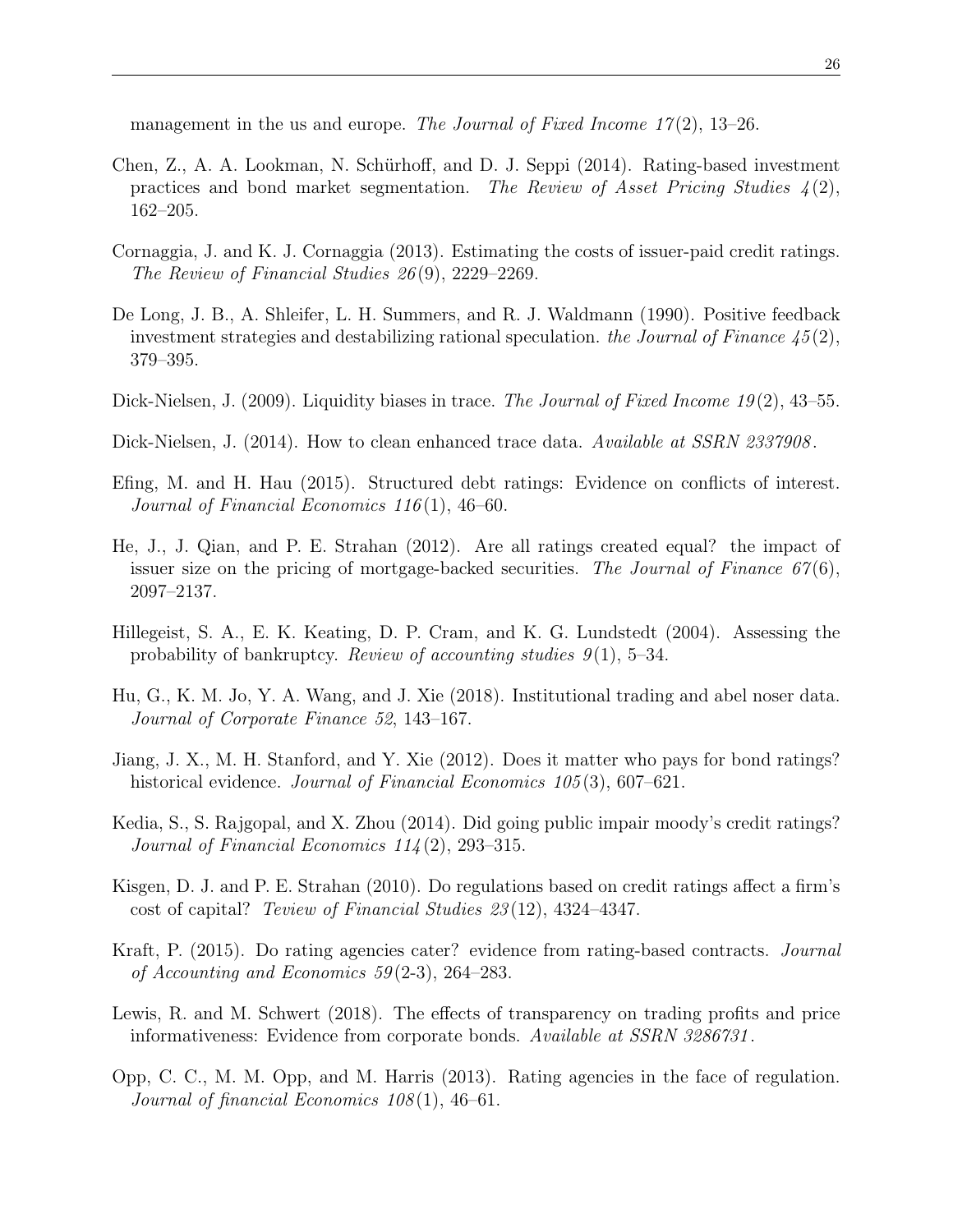management in the us and europe. *The Journal of Fixed Income 17*(2), 13–26.

Chen, Z., A. A. Lookman, N. Schürhoff, and D. J. Seppi (2014). Rating-based investment practices and bond market segmentation. *The Review of Asset Pricing Studies 4*(2), 162–205.

Cornaggia, J. and K. J. Cornaggia (2013). Estimating the costs of issuer-paid credit ratings. *The Review of Financial Studies 26*(9), 2229–2269.

De Long, J. B., A. Shleifer, L. H. Summers, and R. J. Waldmann (1990). Positive feedback investment strategies and destabilizing rational speculation. *the Journal of Finance 45*(2), 379–395.

Dick-Nielsen, J. (2009). Liquidity biases in trace. *The Journal of Fixed Income 19*(2), 43–55.

Dick-Nielsen, J. (2014). How to clean enhanced trace data. *Available at SSRN 2337908*.

Efing, M. and H. Hau (2015). Structured debt ratings: Evidence on conflicts of interest. *Journal of Financial Economics 116*(1), 46–60.

He, J., J. Qian, and P. E. Strahan (2012). Are all ratings created equal? the impact of issuer size on the pricing of mortgage-backed securities. *The Journal of Finance 67*(6), 2097–2137.

Hillegeist, S. A., E. K. Keating, D. P. Cram, and K. G. Lundstedt (2004). Assessing the probability of bankruptcy. *Review of accounting studies 9*(1), 5–34.

Hu, G., K. M. Jo, Y. A. Wang, and J. Xie (2018). Institutional trading and abel noser data. *Journal of Corporate Finance 52*, 143–167.

Jiang, J. X., M. H. Stanford, and Y. Xie (2012). Does it matter who pays for bond ratings? historical evidence. *Journal of Financial Economics 105*(3), 607–621.

Kedia, S., S. Rajgopal, and X. Zhou (2014). Did going public impair moody's credit ratings? *Journal of Financial Economics 114*(2), 293–315.

Kisgen, D. J. and P. E. Strahan (2010). Do regulations based on credit ratings affect a firm's cost of capital? *Teview of Financial Studies 23*(12), 4324–4347.

Kraft, P. (2015). Do rating agencies cater? evidence from rating-based contracts. *Journal of Accounting and Economics 59*(2-3), 264–283.

Lewis, R. and M. Schwert (2018). The effects of transparency on trading profits and price informativeness: Evidence from corporate bonds. *Available at SSRN 3286731*.

Opp, C. C., M. M. Opp, and M. Harris (2013). Rating agencies in the face of regulation. *Journal of financial Economics 108*(1), 46–61.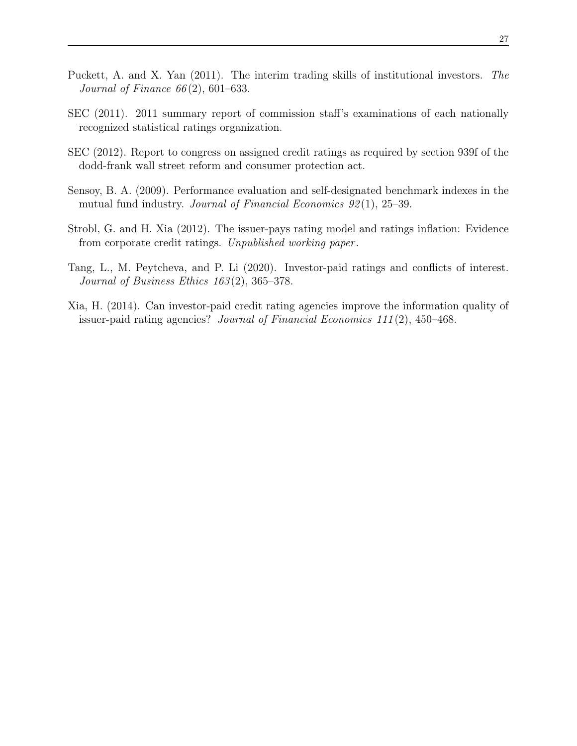Puckett, A. and X. Yan (2011). The interim trading skills of institutional investors. *The Journal of Finance 66*(2), 601–633.

SEC (2011). 2011 summary report of commission staff's examinations of each nationally recognized statistical ratings organization.

SEC (2012). Report to congress on assigned credit ratings as required by section 939f of the dodd-frank wall street reform and consumer protection act.

Sensoy, B. A. (2009). Performance evaluation and self-designated benchmark indexes in the mutual fund industry. *Journal of Financial Economics 92*(1), 25–39.

Strobl, G. and H. Xia (2012). The issuer-pays rating model and ratings inflation: Evidence from corporate credit ratings. *Unpublished working paper*.

Tang, L., M. Peytcheva, and P. Li (2020). Investor-paid ratings and conflicts of interest. *Journal of Business Ethics 163*(2), 365–378.

Xia, H. (2014). Can investor-paid credit rating agencies improve the information quality of issuer-paid rating agencies? *Journal of Financial Economics 111*(2), 450–468.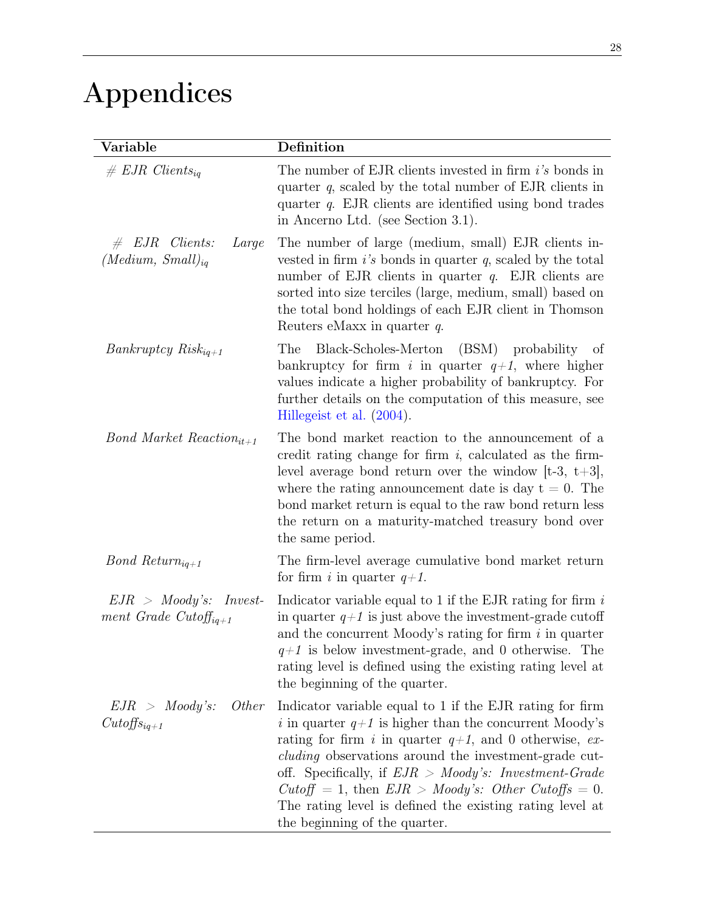# Appendices

| Variable | Definition |
| --- | --- |
| *# EJR Clients*$_{iq}$ | The number of EJR clients invested in firm *i's* bonds in quarter *q*, scaled by the total number of EJR clients in quarter *q*. EJR clients are identified using bond trades in Ancerno Ltd. (see Section 3.1). |
| *# EJR Clients: Large (Medium, Small)*$_{iq}$ | The number of large (medium, small) EJR clients invested in firm *i's* bonds in quarter *q*, scaled by the total number of EJR clients in quarter *q*. EJR clients are sorted into size terciles (large, medium, small) based on the total bond holdings of each EJR client in Thomson Reuters eMaxx in quarter *q*. |
| *Bankruptcy Risk*$_{iq+1}$ | The Black-Scholes-Merton (BSM) probability of bankruptcy for firm *i* in quarter *q+1*, where higher values indicate a higher probability of bankruptcy. For further details on the computation of this measure, see Hillegeist et al. (2004). |
| *Bond Market Reaction*$_{it+1}$ | The bond market reaction to the announcement of a credit rating change for firm *i*, calculated as the firm-level average bond return over the window [t-3, t+3], where the rating announcement date is day t = 0. The bond market return is equal to the raw bond return less the return on a maturity-matched treasury bond over the same period. |
| *Bond Return*$_{iq+1}$ | The firm-level average cumulative bond market return for firm *i* in quarter *q+1*. |
| *EJR > Moody's: Investment Grade Cutoff*$_{iq+1}$ | Indicator variable equal to 1 if the EJR rating for firm *i* in quarter *q+1* is just above the investment-grade cutoff and the concurrent Moody's rating for firm *i* in quarter *q+1* is below investment-grade, and 0 otherwise. The rating level is defined using the existing rating level at the beginning of the quarter. |
| *EJR > Moody's: Other Cutoffs*$_{iq+1}$ | Indicator variable equal to 1 if the EJR rating for firm *i* in quarter *q+1* is higher than the concurrent Moody's rating for firm *i* in quarter *q+1*, and 0 otherwise, *excluding* observations around the investment-grade cutoff. Specifically, if *EJR > Moody's: Investment-Grade Cutoff* = 1, then *EJR > Moody's: Other Cutoffs* = 0. The rating level is defined the existing rating level at the beginning of the quarter. |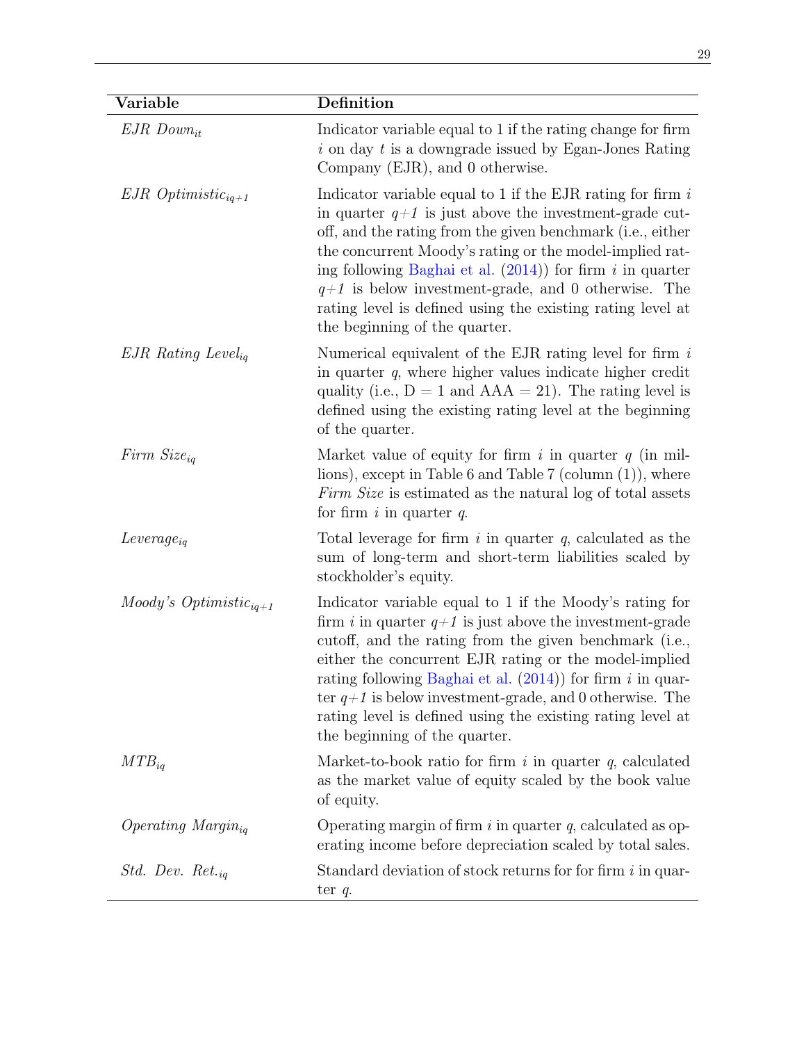| Variable | Definition |
|---|---|
| $EJR\ Down_{it}$ | Indicator variable equal to 1 if the rating change for firm $i$ on day $t$ is a downgrade issued by Egan-Jones Rating Company (EJR), and 0 otherwise. |
| $EJR\ Optimistic_{iq+1}$ | Indicator variable equal to 1 if the EJR rating for firm $i$ in quarter $q+1$ is just above the investment-grade cutoff, and the rating from the given benchmark (i.e., either the concurrent Moody's rating or the model-implied rating following Baghai et al. (2014)) for firm $i$ in quarter $q+1$ is below investment-grade, and 0 otherwise. The rating level is defined using the existing rating level at the beginning of the quarter. |
| $EJR\ Rating\ Level_{iq}$ | Numerical equivalent of the EJR rating level for firm $i$ in quarter $q$, where higher values indicate higher credit quality (i.e., D = 1 and AAA = 21). The rating level is defined using the existing rating level at the beginning of the quarter. |
| $Firm\ Size_{iq}$ | Market value of equity for firm $i$ in quarter $q$ (in millions), except in Table 6 and Table 7 (column (1)), where *Firm Size* is estimated as the natural log of total assets for firm $i$ in quarter $q$. |
| $Leverage_{iq}$ | Total leverage for firm $i$ in quarter $q$, calculated as the sum of long-term and short-term liabilities scaled by stockholder's equity. |
| $Moody's\ Optimistic_{iq+1}$ | Indicator variable equal to 1 if the Moody's rating for firm $i$ in quarter $q+1$ is just above the investment-grade cutoff, and the rating from the given benchmark (i.e., either the concurrent EJR rating or the model-implied rating following Baghai et al. (2014)) for firm $i$ in quarter $q+1$ is below investment-grade, and 0 otherwise. The rating level is defined using the existing rating level at the beginning of the quarter. |
| $MTB_{iq}$ | Market-to-book ratio for firm $i$ in quarter $q$, calculated as the market value of equity scaled by the book value of equity. |
| $Operating\ Margin_{iq}$ | Operating margin of firm $i$ in quarter $q$, calculated as operating income before depreciation scaled by total sales. |
| $Std.\ Dev.\ Ret._{iq}$ | Standard deviation of stock returns for for firm $i$ in quarter $q$. |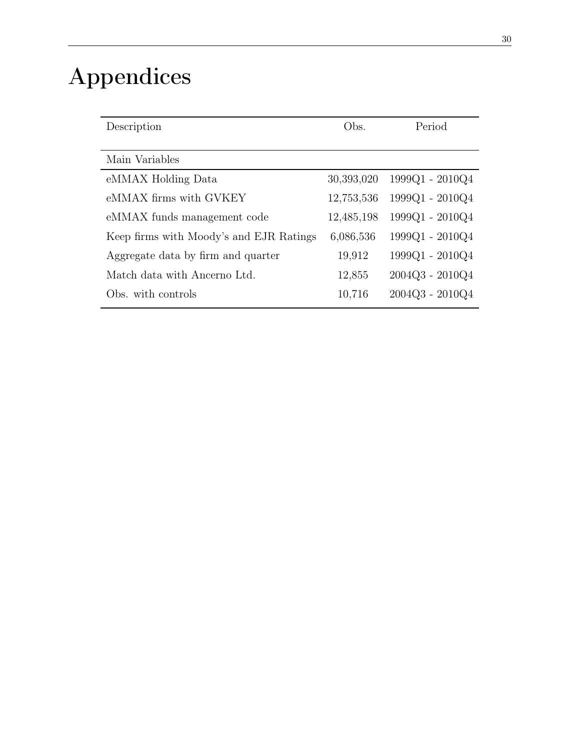# Appendices

| Description | Obs. | Period |
|---|---|---|
| Main Variables | | |
| eMMAX Holding Data | 30,393,020 | 1999Q1 - 2010Q4 |
| eMMAX firms with GVKEY | 12,753,536 | 1999Q1 - 2010Q4 |
| eMMAX funds management code | 12,485,198 | 1999Q1 - 2010Q4 |
| Keep firms with Moody's and EJR Ratings | 6,086,536 | 1999Q1 - 2010Q4 |
| Aggregate data by firm and quarter | 19,912 | 1999Q1 - 2010Q4 |
| Match data with Ancerno Ltd. | 12,855 | 2004Q3 - 2010Q4 |
| Obs. with controls | 10,716 | 2004Q3 - 2010Q4 |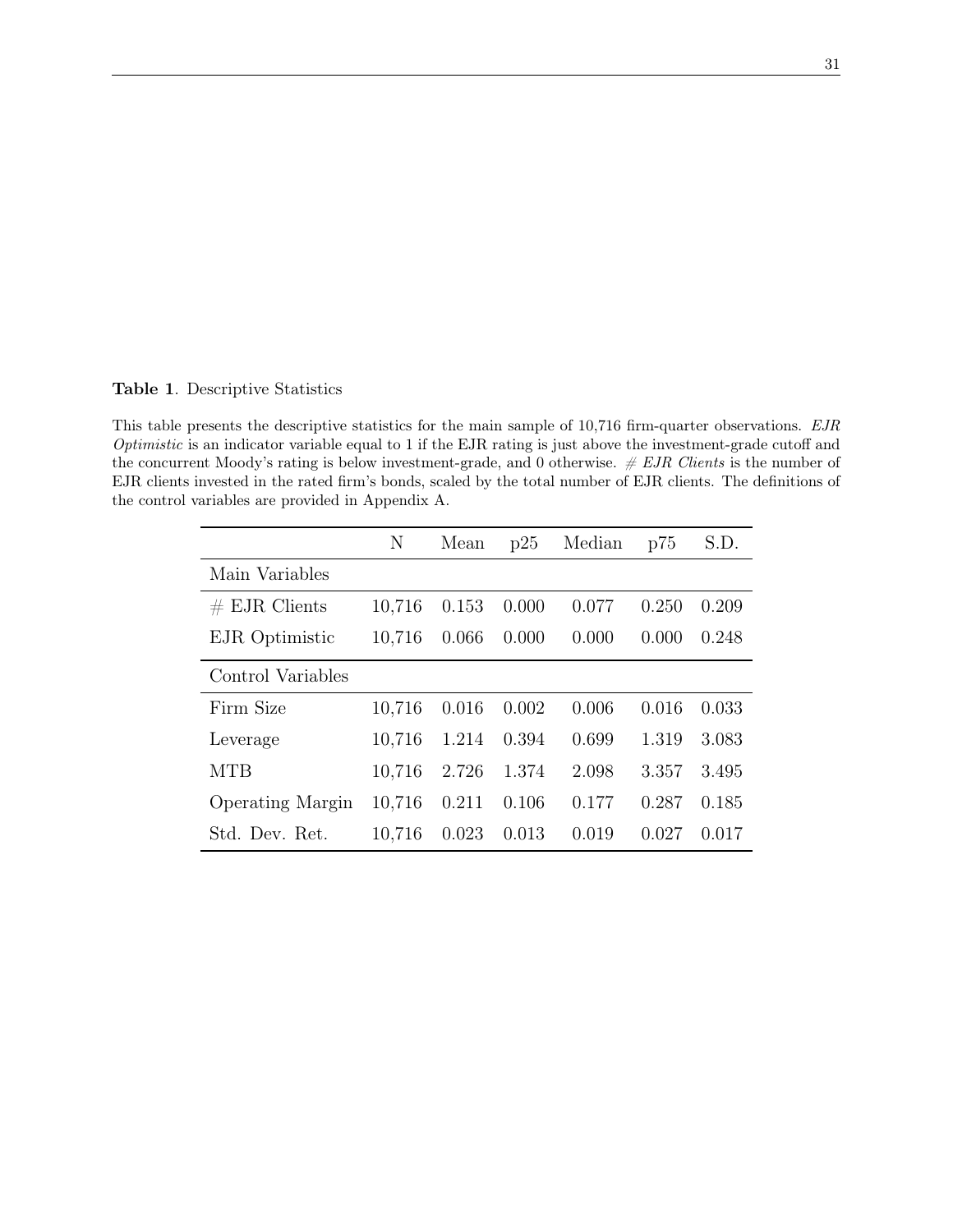**Table 1**. Descriptive Statistics

This table presents the descriptive statistics for the main sample of 10,716 firm-quarter observations. *EJR Optimistic* is an indicator variable equal to 1 if the EJR rating is just above the investment-grade cutoff and the concurrent Moody's rating is below investment-grade, and 0 otherwise. *# EJR Clients* is the number of EJR clients invested in the rated firm's bonds, scaled by the total number of EJR clients. The definitions of the control variables are provided in Appendix A.

| | N | Mean | p25 | Median | p75 | S.D. |
|---|---|---|---|---|---|---|
| Main Variables | | | | | | |
| # EJR Clients | 10,716 | 0.153 | 0.000 | 0.077 | 0.250 | 0.209 |
| EJR Optimistic | 10,716 | 0.066 | 0.000 | 0.000 | 0.000 | 0.248 |
| Control Variables | | | | | | |
| Firm Size | 10,716 | 0.016 | 0.002 | 0.006 | 0.016 | 0.033 |
| Leverage | 10,716 | 1.214 | 0.394 | 0.699 | 1.319 | 3.083 |
| MTB | 10,716 | 2.726 | 1.374 | 2.098 | 3.357 | 3.495 |
| Operating Margin | 10,716 | 0.211 | 0.106 | 0.177 | 0.287 | 0.185 |
| Std. Dev. Ret. | 10,716 | 0.023 | 0.013 | 0.019 | 0.027 | 0.017 |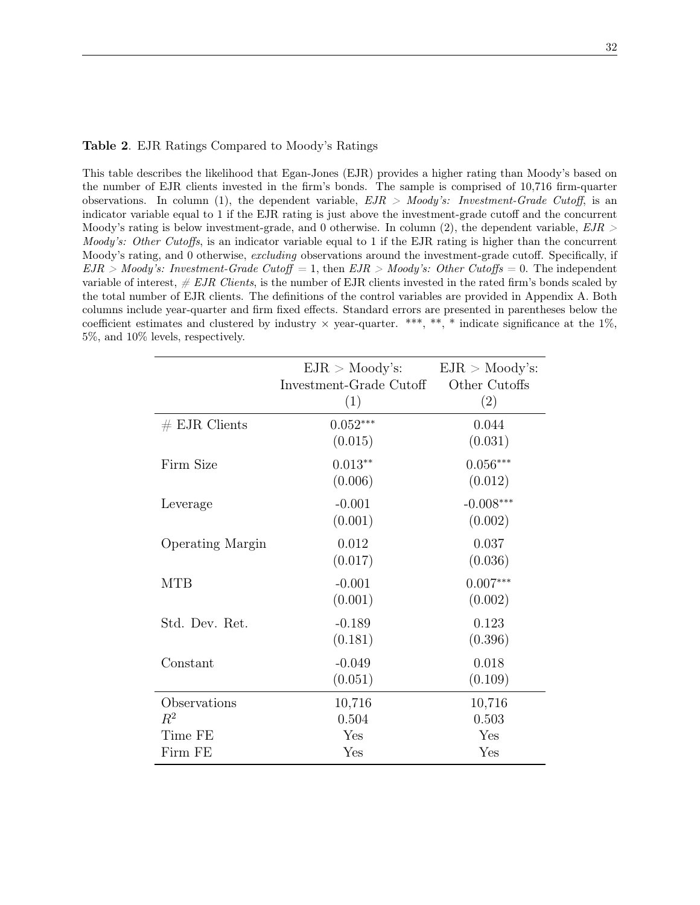**Table 2**. EJR Ratings Compared to Moody's Ratings

This table describes the likelihood that Egan-Jones (EJR) provides a higher rating than Moody's based on the number of EJR clients invested in the firm's bonds. The sample is comprised of 10,716 firm-quarter observations. In column (1), the dependent variable, *EJR > Moody's: Investment-Grade Cutoff*, is an indicator variable equal to 1 if the EJR rating is just above the investment-grade cutoff and the concurrent Moody's rating is below investment-grade, and 0 otherwise. In column (2), the dependent variable, *EJR > Moody's: Other Cutoffs*, is an indicator variable equal to 1 if the EJR rating is higher than the concurrent Moody's rating, and 0 otherwise, *excluding* observations around the investment-grade cutoff. Specifically, if *EJR > Moody's: Investment-Grade Cutoff* = 1, then *EJR > Moody's: Other Cutoffs* = 0. The independent variable of interest, *# EJR Clients*, is the number of EJR clients invested in the rated firm's bonds scaled by the total number of EJR clients. The definitions of the control variables are provided in Appendix A. Both columns include year-quarter and firm fixed effects. Standard errors are presented in parentheses below the coefficient estimates and clustered by industry × year-quarter. \*\*\*, \*\*, \* indicate significance at the 1%, 5%, and 10% levels, respectively.

| | EJR > Moody's: Investment-Grade Cutoff (1) | EJR > Moody's: Other Cutoffs (2) |
|---|---|---|
| # EJR Clients | 0.052*** | 0.044 |
| | (0.015) | (0.031) |
| Firm Size | 0.013** | 0.056*** |
| | (0.006) | (0.012) |
| Leverage | -0.001 | -0.008*** |
| | (0.001) | (0.002) |
| Operating Margin | 0.012 | 0.037 |
| | (0.017) | (0.036) |
| MTB | -0.001 | 0.007*** |
| | (0.001) | (0.002) |
| Std. Dev. Ret. | -0.189 | 0.123 |
| | (0.181) | (0.396) |
| Constant | -0.049 | 0.018 |
| | (0.051) | (0.109) |
| Observations | 10,716 | 10,716 |
| $R^2$ | 0.504 | 0.503 |
| Time FE | Yes | Yes |
| Firm FE | Yes | Yes |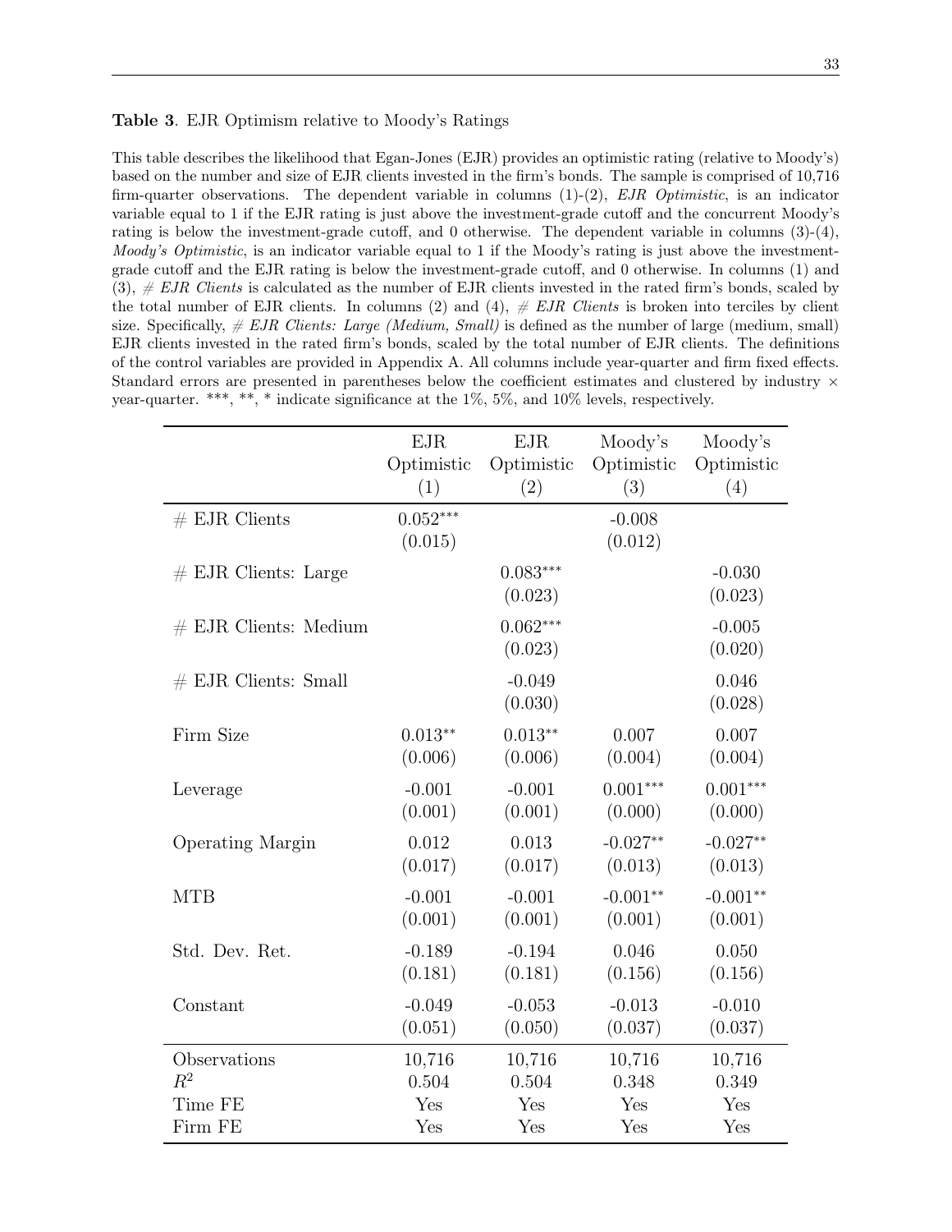**Table 3**. EJR Optimism relative to Moody's Ratings

This table describes the likelihood that Egan-Jones (EJR) provides an optimistic rating (relative to Moody's) based on the number and size of EJR clients invested in the firm's bonds. The sample is comprised of 10,716 firm-quarter observations. The dependent variable in columns (1)-(2), *EJR Optimistic*, is an indicator variable equal to 1 if the EJR rating is just above the investment-grade cutoff and the concurrent Moody's rating is below the investment-grade cutoff, and 0 otherwise. The dependent variable in columns (3)-(4), *Moody's Optimistic*, is an indicator variable equal to 1 if the Moody's rating is just above the investment-grade cutoff and the EJR rating is below the investment-grade cutoff, and 0 otherwise. In columns (1) and (3), *# EJR Clients* is calculated as the number of EJR clients invested in the rated firm's bonds, scaled by the total number of EJR clients. In columns (2) and (4), *# EJR Clients* is broken into terciles by client size. Specifically, *# EJR Clients: Large (Medium, Small)* is defined as the number of large (medium, small) EJR clients invested in the rated firm's bonds, scaled by the total number of EJR clients. The definitions of the control variables are provided in Appendix A. All columns include year-quarter and firm fixed effects. Standard errors are presented in parentheses below the coefficient estimates and clustered by industry × year-quarter. \*\*\*, \*\*, \* indicate significance at the 1%, 5%, and 10% levels, respectively.

| | EJR Optimistic (1) | EJR Optimistic (2) | Moody's Optimistic (3) | Moody's Optimistic (4) |
|---|---|---|---|---|
| # EJR Clients | 0.052*** | | -0.008 | |
| | (0.015) | | (0.012) | |
| # EJR Clients: Large | | 0.083*** | | -0.030 |
| | | (0.023) | | (0.023) |
| # EJR Clients: Medium | | 0.062*** | | -0.005 |
| | | (0.023) | | (0.020) |
| # EJR Clients: Small | | -0.049 | | 0.046 |
| | | (0.030) | | (0.028) |
| Firm Size | 0.013** | 0.013** | 0.007 | 0.007 |
| | (0.006) | (0.006) | (0.004) | (0.004) |
| Leverage | -0.001 | -0.001 | 0.001*** | 0.001*** |
| | (0.001) | (0.001) | (0.000) | (0.000) |
| Operating Margin | 0.012 | 0.013 | -0.027** | -0.027** |
| | (0.017) | (0.017) | (0.013) | (0.013) |
| MTB | -0.001 | -0.001 | -0.001** | -0.001** |
| | (0.001) | (0.001) | (0.001) | (0.001) |
| Std. Dev. Ret. | -0.189 | -0.194 | 0.046 | 0.050 |
| | (0.181) | (0.181) | (0.156) | (0.156) |
| Constant | -0.049 | -0.053 | -0.013 | -0.010 |
| | (0.051) | (0.050) | (0.037) | (0.037) |
| Observations | 10,716 | 10,716 | 10,716 | 10,716 |
| $R^2$ | 0.504 | 0.504 | 0.348 | 0.349 |
| Time FE | Yes | Yes | Yes | Yes |
| Firm FE | Yes | Yes | Yes | Yes |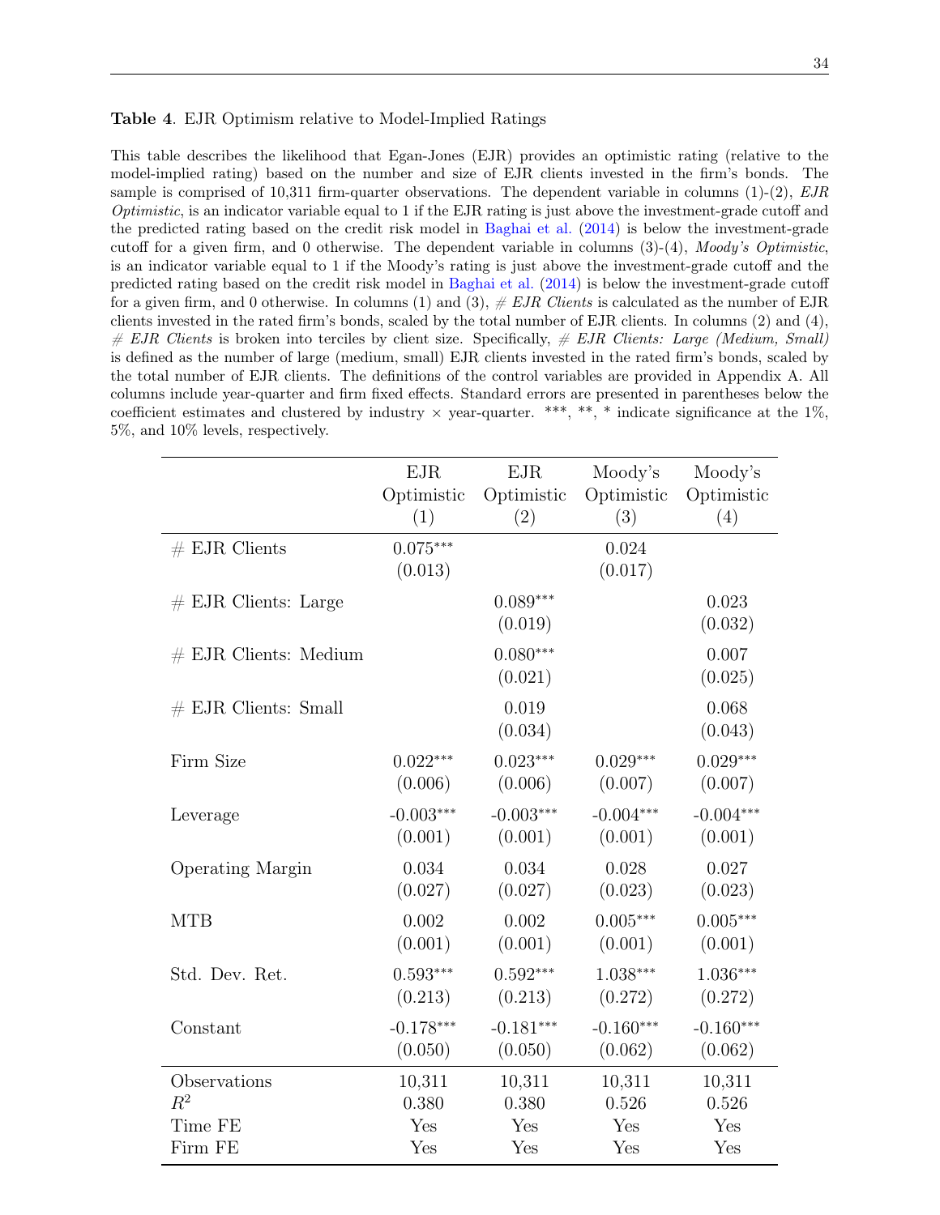**Table 4**. EJR Optimism relative to Model-Implied Ratings

This table describes the likelihood that Egan-Jones (EJR) provides an optimistic rating (relative to the model-implied rating) based on the number and size of EJR clients invested in the firm's bonds. The sample is comprised of 10,311 firm-quarter observations. The dependent variable in columns (1)-(2), *EJR Optimistic*, is an indicator variable equal to 1 if the EJR rating is just above the investment-grade cutoff and the predicted rating based on the credit risk model in Baghai et al. (2014) is below the investment-grade cutoff for a given firm, and 0 otherwise. The dependent variable in columns (3)-(4), *Moody's Optimistic*, is an indicator variable equal to 1 if the Moody's rating is just above the investment-grade cutoff and the predicted rating based on the credit risk model in Baghai et al. (2014) is below the investment-grade cutoff for a given firm, and 0 otherwise. In columns (1) and (3), *# EJR Clients* is calculated as the number of EJR clients invested in the rated firm's bonds, scaled by the total number of EJR clients. In columns (2) and (4), *# EJR Clients* is broken into terciles by client size. Specifically, *# EJR Clients: Large (Medium, Small)* is defined as the number of large (medium, small) EJR clients invested in the rated firm's bonds, scaled by the total number of EJR clients. The definitions of the control variables are provided in Appendix A. All columns include year-quarter and firm fixed effects. Standard errors are presented in parentheses below the coefficient estimates and clustered by industry × year-quarter. ***, **, * indicate significance at the 1%, 5%, and 10% levels, respectively.

| | EJR Optimistic (1) | EJR Optimistic (2) | Moody's Optimistic (3) | Moody's Optimistic (4) |
|---|---|---|---|---|
| # EJR Clients | 0.075*** | | 0.024 | |
| | (0.013) | | (0.017) | |
| # EJR Clients: Large | | 0.089*** | | 0.023 |
| | | (0.019) | | (0.032) |
| # EJR Clients: Medium | | 0.080*** | | 0.007 |
| | | (0.021) | | (0.025) |
| # EJR Clients: Small | | 0.019 | | 0.068 |
| | | (0.034) | | (0.043) |
| Firm Size | 0.022*** | 0.023*** | 0.029*** | 0.029*** |
| | (0.006) | (0.006) | (0.007) | (0.007) |
| Leverage | -0.003*** | -0.003*** | -0.004*** | -0.004*** |
| | (0.001) | (0.001) | (0.001) | (0.001) |
| Operating Margin | 0.034 | 0.034 | 0.028 | 0.027 |
| | (0.027) | (0.027) | (0.023) | (0.023) |
| MTB | 0.002 | 0.002 | 0.005*** | 0.005*** |
| | (0.001) | (0.001) | (0.001) | (0.001) |
| Std. Dev. Ret. | 0.593*** | 0.592*** | 1.038*** | 1.036*** |
| | (0.213) | (0.213) | (0.272) | (0.272) |
| Constant | -0.178*** | -0.181*** | -0.160*** | -0.160*** |
| | (0.050) | (0.050) | (0.062) | (0.062) |
| Observations | 10,311 | 10,311 | 10,311 | 10,311 |
| $R^2$ | 0.380 | 0.380 | 0.526 | 0.526 |
| Time FE | Yes | Yes | Yes | Yes |
| Firm FE | Yes | Yes | Yes | Yes |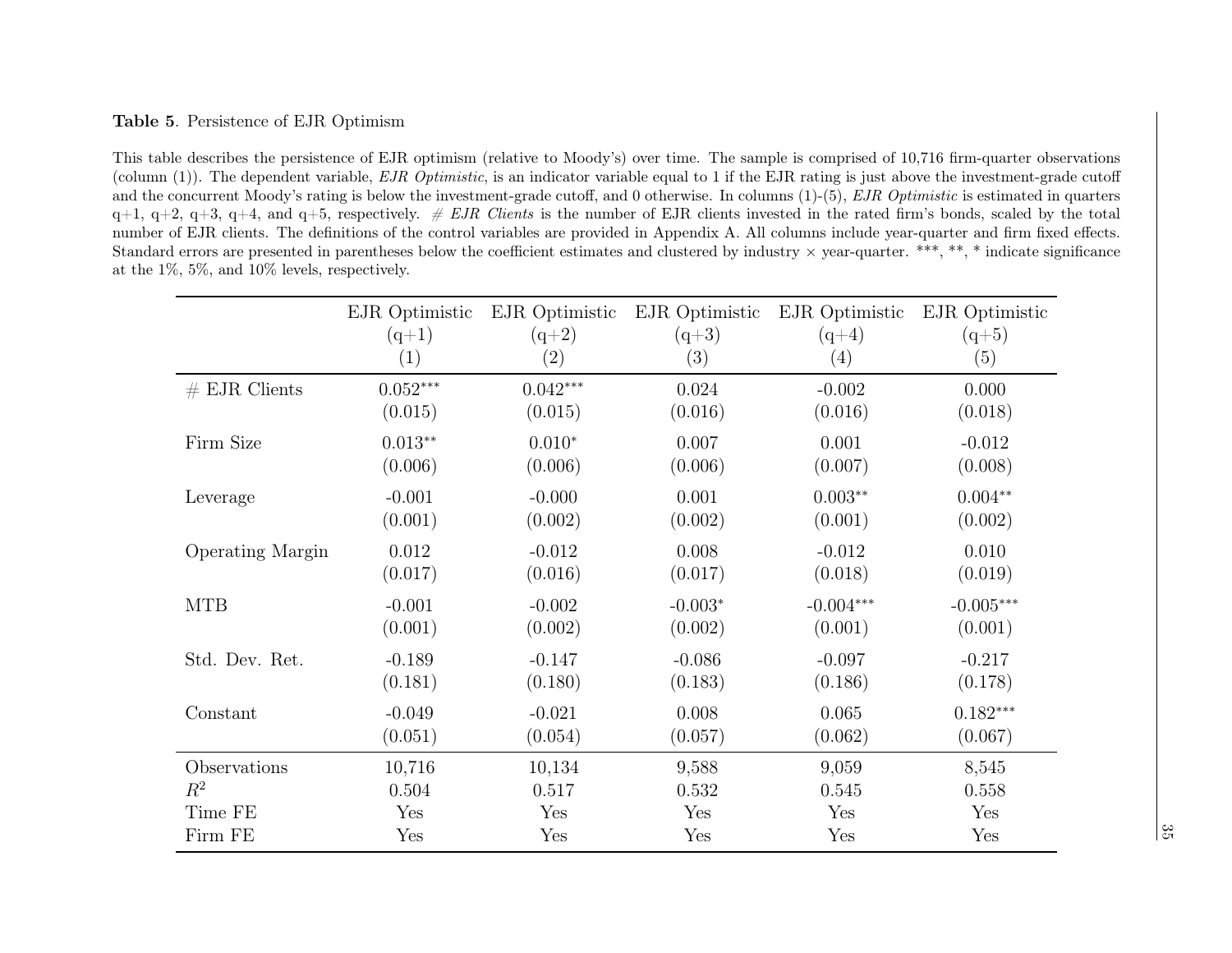**Table 5**. Persistence of EJR Optimism

This table describes the persistence of EJR optimism (relative to Moody's) over time. The sample is comprised of 10,716 firm-quarter observations (column (1)). The dependent variable, *EJR Optimistic*, is an indicator variable equal to 1 if the EJR rating is just above the investment-grade cutoff and the concurrent Moody's rating is below the investment-grade cutoff, and 0 otherwise. In columns (1)-(5), *EJR Optimistic* is estimated in quarters q+1, q+2, q+3, q+4, and q+5, respectively. *# EJR Clients* is the number of EJR clients invested in the rated firm's bonds, scaled by the total number of EJR clients. The definitions of the control variables are provided in Appendix A. All columns include year-quarter and firm fixed effects. Standard errors are presented in parentheses below the coefficient estimates and clustered by industry × year-quarter. ***, **, * indicate significance at the 1%, 5%, and 10% levels, respectively.

| | EJR Optimistic (q+1) (1) | EJR Optimistic (q+2) (2) | EJR Optimistic (q+3) (3) | EJR Optimistic (q+4) (4) | EJR Optimistic (q+5) (5) |
|---|---|---|---|---|---|
| # EJR Clients | 0.052*** | 0.042*** | 0.024 | -0.002 | 0.000 |
| | (0.015) | (0.015) | (0.016) | (0.016) | (0.018) |
| Firm Size | 0.013** | 0.010* | 0.007 | 0.001 | -0.012 |
| | (0.006) | (0.006) | (0.006) | (0.007) | (0.008) |
| Leverage | -0.001 | -0.000 | 0.001 | 0.003** | 0.004** |
| | (0.001) | (0.002) | (0.002) | (0.001) | (0.002) |
| Operating Margin | 0.012 | -0.012 | 0.008 | -0.012 | 0.010 |
| | (0.017) | (0.016) | (0.017) | (0.018) | (0.019) |
| MTB | -0.001 | -0.002 | -0.003* | -0.004*** | -0.005*** |
| | (0.001) | (0.002) | (0.002) | (0.001) | (0.001) |
| Std. Dev. Ret. | -0.189 | -0.147 | -0.086 | -0.097 | -0.217 |
| | (0.181) | (0.180) | (0.183) | (0.186) | (0.178) |
| Constant | -0.049 | -0.021 | 0.008 | 0.065 | 0.182*** |
| | (0.051) | (0.054) | (0.057) | (0.062) | (0.067) |
| Observations | 10,716 | 10,134 | 9,588 | 9,059 | 8,545 |
| $R^2$ | 0.504 | 0.517 | 0.532 | 0.545 | 0.558 |
| Time FE | Yes | Yes | Yes | Yes | Yes |
| Firm FE | Yes | Yes | Yes | Yes | Yes |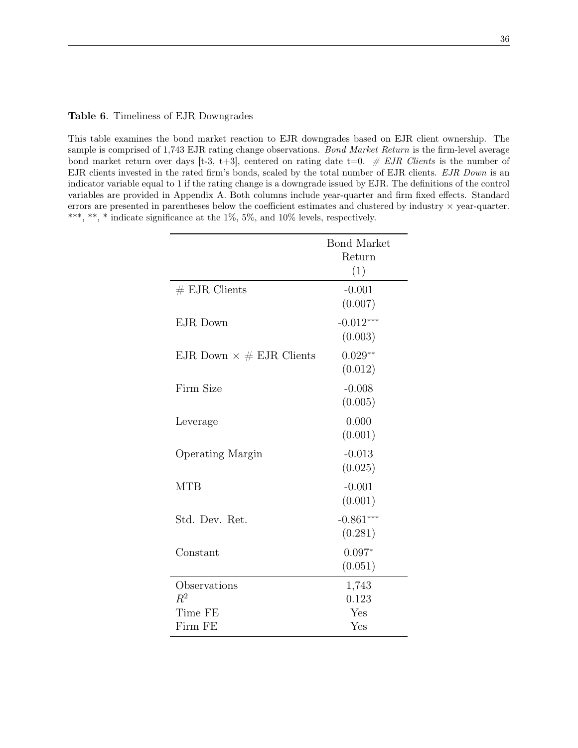**Table 6**. Timeliness of EJR Downgrades

This table examines the bond market reaction to EJR downgrades based on EJR client ownership. The sample is comprised of 1,743 EJR rating change observations. *Bond Market Return* is the firm-level average bond market return over days [t-3, t+3], centered on rating date t=0. *# EJR Clients* is the number of EJR clients invested in the rated firm's bonds, scaled by the total number of EJR clients. *EJR Down* is an indicator variable equal to 1 if the rating change is a downgrade issued by EJR. The definitions of the control variables are provided in Appendix A. Both columns include year-quarter and firm fixed effects. Standard errors are presented in parentheses below the coefficient estimates and clustered by industry × year-quarter. \*\*\*, \*\*, \* indicate significance at the 1%, 5%, and 10% levels, respectively.

| | Bond Market Return (1) |
|---|---|
| # EJR Clients | -0.001 |
| | (0.007) |
| EJR Down | -0.012*** |
| | (0.003) |
| EJR Down × # EJR Clients | 0.029** |
| | (0.012) |
| Firm Size | -0.008 |
| | (0.005) |
| Leverage | 0.000 |
| | (0.001) |
| Operating Margin | -0.013 |
| | (0.025) |
| MTB | -0.001 |
| | (0.001) |
| Std. Dev. Ret. | -0.861*** |
| | (0.281) |
| Constant | 0.097* |
| | (0.051) |
| Observations | 1,743 |
| $R^2$ | 0.123 |
| Time FE | Yes |
| Firm FE | Yes |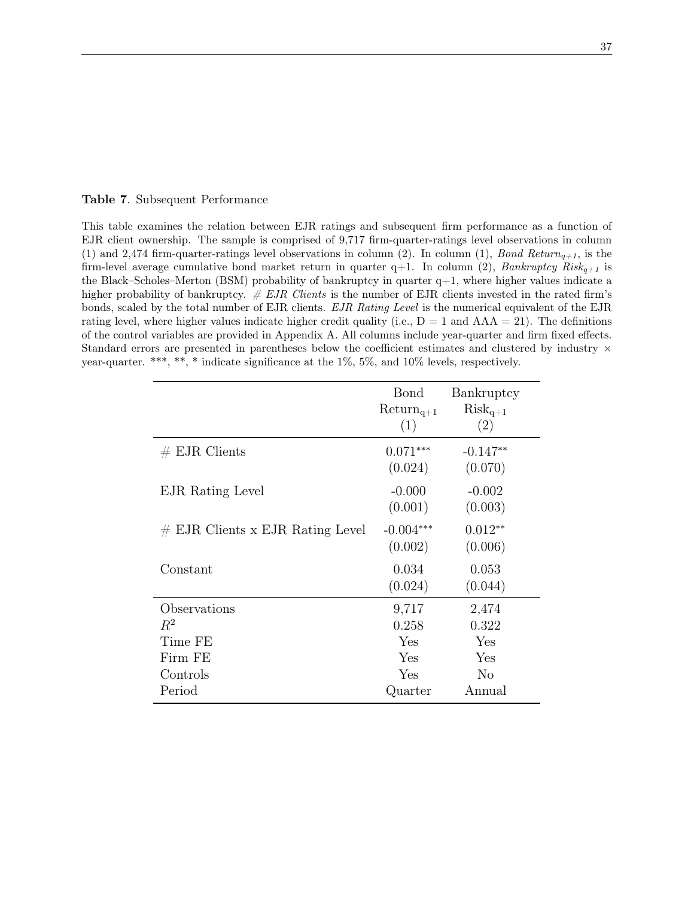**Table 7**. Subsequent Performance

This table examines the relation between EJR ratings and subsequent firm performance as a function of EJR client ownership. The sample is comprised of 9,717 firm-quarter-ratings level observations in column (1) and 2,474 firm-quarter-ratings level observations in column (2). In column (1), *Bond Return*$_{q+1}$, is the firm-level average cumulative bond market return in quarter q+1. In column (2), *Bankruptcy Risk*$_{q+1}$ is the Black–Scholes–Merton (BSM) probability of bankruptcy in quarter q+1, where higher values indicate a higher probability of bankruptcy. *# EJR Clients* is the number of EJR clients invested in the rated firm's bonds, scaled by the total number of EJR clients. *EJR Rating Level* is the numerical equivalent of the EJR rating level, where higher values indicate higher credit quality (i.e., D = 1 and AAA = 21). The definitions of the control variables are provided in Appendix A. All columns include year-quarter and firm fixed effects. Standard errors are presented in parentheses below the coefficient estimates and clustered by industry × year-quarter. \*\*\*, \*\*, \* indicate significance at the 1%, 5%, and 10% levels, respectively.

| | Bond $\text{Return}_{q+1}$ (1) | Bankruptcy $\text{Risk}_{q+1}$ (2) |
|---|---|---|
| # EJR Clients | 0.071\*\*\* | -0.147\*\* |
| | (0.024) | (0.070) |
| EJR Rating Level | -0.000 | -0.002 |
| | (0.001) | (0.003) |
| # EJR Clients x EJR Rating Level | -0.004\*\*\* | 0.012\*\* |
| | (0.002) | (0.006) |
| Constant | 0.034 | 0.053 |
| | (0.024) | (0.044) |
| Observations | 9,717 | 2,474 |
| $R^2$ | 0.258 | 0.322 |
| Time FE | Yes | Yes |
| Firm FE | Yes | Yes |
| Controls | Yes | No |
| Period | Quarter | Annual |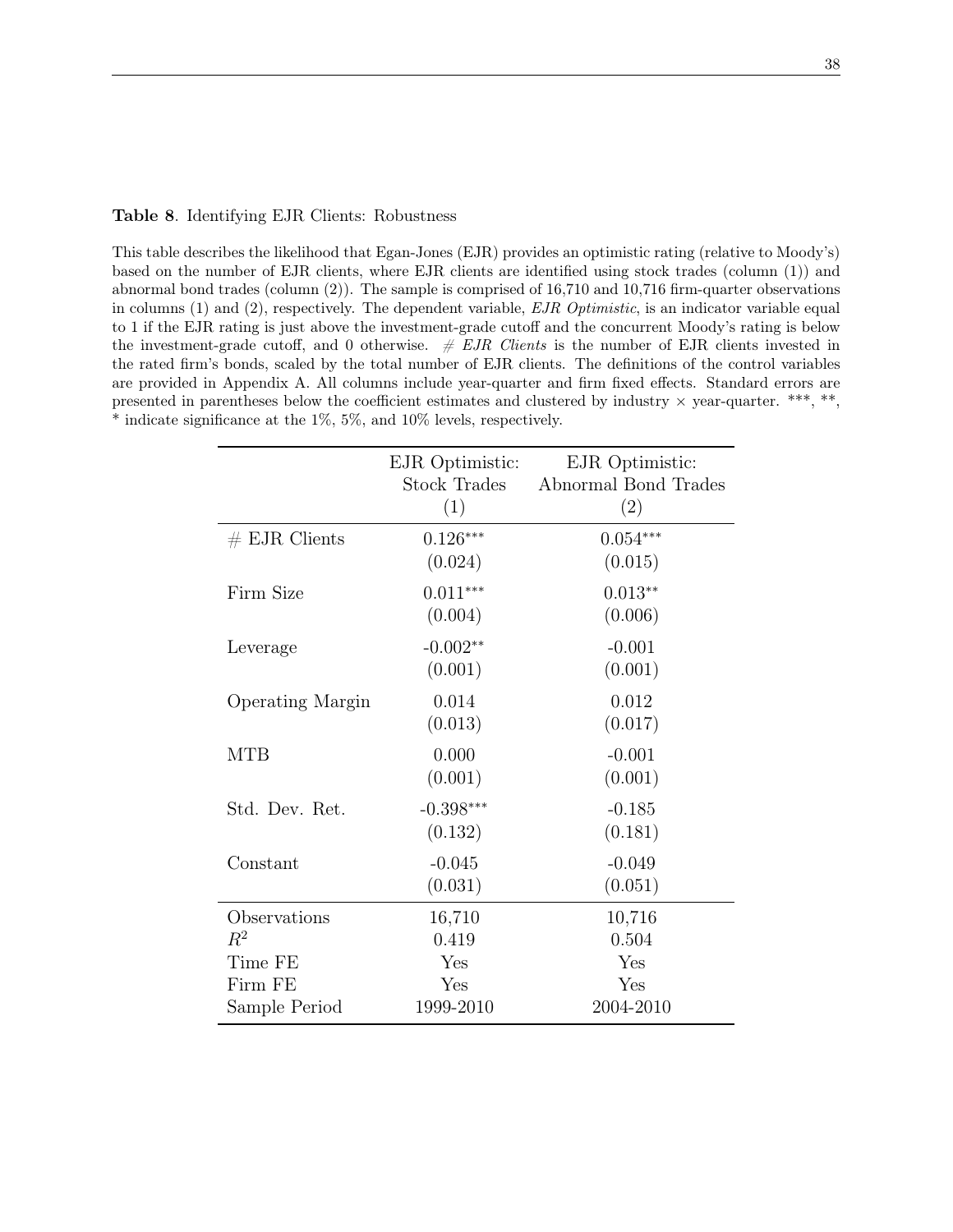**Table 8**. Identifying EJR Clients: Robustness

This table describes the likelihood that Egan-Jones (EJR) provides an optimistic rating (relative to Moody's) based on the number of EJR clients, where EJR clients are identified using stock trades (column (1)) and abnormal bond trades (column (2)). The sample is comprised of 16,710 and 10,716 firm-quarter observations in columns (1) and (2), respectively. The dependent variable, *EJR Optimistic*, is an indicator variable equal to 1 if the EJR rating is just above the investment-grade cutoff and the concurrent Moody's rating is below the investment-grade cutoff, and 0 otherwise. *# EJR Clients* is the number of EJR clients invested in the rated firm's bonds, scaled by the total number of EJR clients. The definitions of the control variables are provided in Appendix A. All columns include year-quarter and firm fixed effects. Standard errors are presented in parentheses below the coefficient estimates and clustered by industry × year-quarter. ***, **, * indicate significance at the 1%, 5%, and 10% levels, respectively.

| | EJR Optimistic: Stock Trades (1) | EJR Optimistic: Abnormal Bond Trades (2) |
|---|---|---|
| # EJR Clients | 0.126*** | 0.054*** |
| | (0.024) | (0.015) |
| Firm Size | 0.011*** | 0.013** |
| | (0.004) | (0.006) |
| Leverage | -0.002** | -0.001 |
| | (0.001) | (0.001) |
| Operating Margin | 0.014 | 0.012 |
| | (0.013) | (0.017) |
| MTB | 0.000 | -0.001 |
| | (0.001) | (0.001) |
| Std. Dev. Ret. | -0.398*** | -0.185 |
| | (0.132) | (0.181) |
| Constant | -0.045 | -0.049 |
| | (0.031) | (0.051) |
| Observations | 16,710 | 10,716 |
| $R^2$ | 0.419 | 0.504 |
| Time FE | Yes | Yes |
| Firm FE | Yes | Yes |
| Sample Period | 1999-2010 | 2004-2010 |